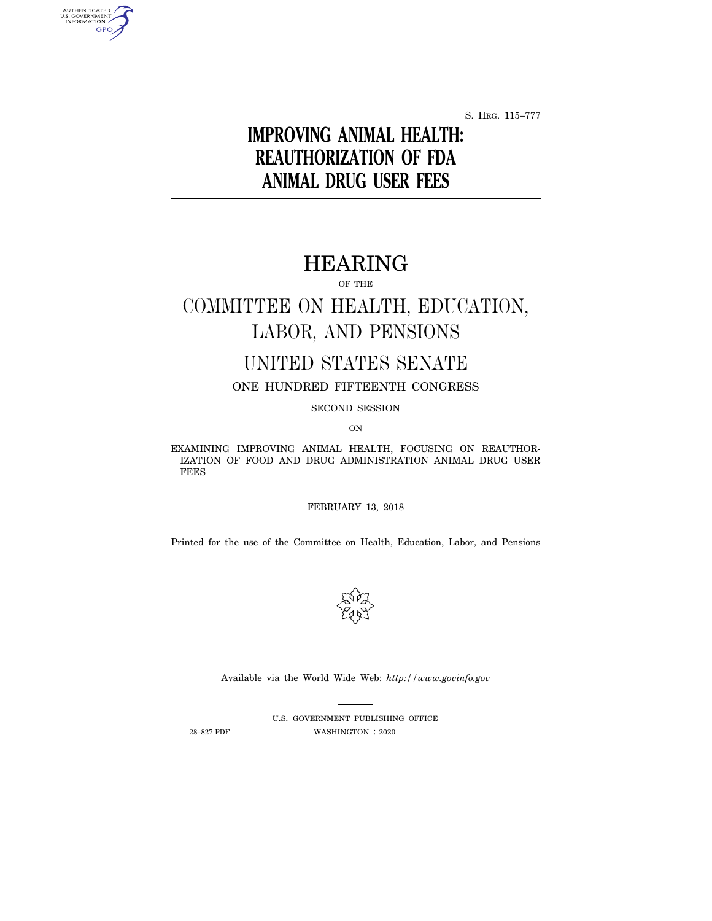S. Hrg. 115–777

# IMPROVING ANIMAL HEALTH: REAUTHORIZATION OF FDA ANIMAL DRUG USER FEES

## HEARING

OF THE

## COMMITTEE ON HEALTH, EDUCATION, LABOR, AND PENSIONS

## UNITED STATES SENATE

ONE HUNDRED FIFTEENTH CONGRESS

SECOND SESSION

ON

EXAMINING IMPROVING ANIMAL HEALTH, FOCUSING ON REAUTHORIZATION OF FOOD AND DRUG ADMINISTRATION ANIMAL DRUG USER FEES

FEBRUARY 13, 2018

Printed for the use of the Committee on Health, Education, Labor, and Pensions

Available via the World Wide Web: *http://www.govinfo.gov*

U.S. GOVERNMENT PUBLISHING OFFICE

28–827 PDF WASHINGTON : 2020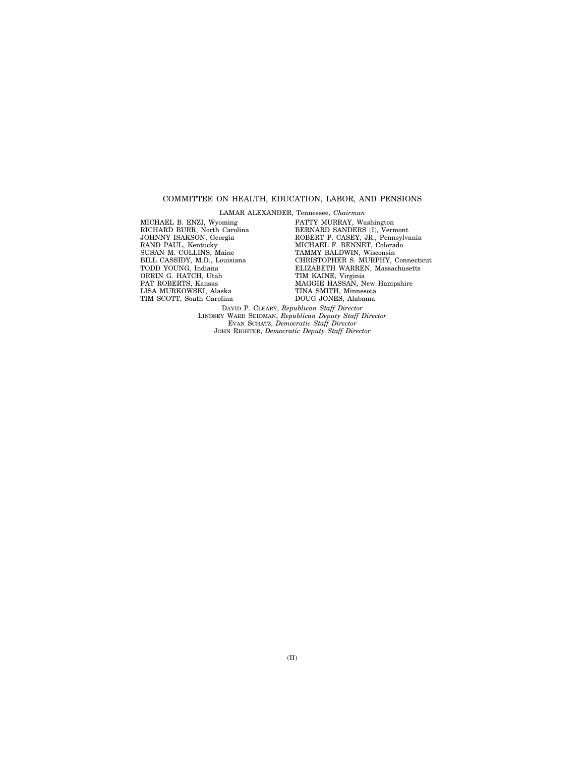## COMMITTEE ON HEALTH, EDUCATION, LABOR, AND PENSIONS

LAMAR ALEXANDER, Tennessee, *Chairman*

| | |
|---|---|
| MICHAEL B. ENZI, Wyoming | PATTY MURRAY, Washington |
| RICHARD BURR, North Carolina | BERNARD SANDERS (I), Vermont |
| JOHNNY ISAKSON, Georgia | ROBERT P. CASEY, JR., Pennsylvania |
| RAND PAUL, Kentucky | MICHAEL F. BENNET, Colorado |
| SUSAN M. COLLINS, Maine | TAMMY BALDWIN, Wisconsin |
| BILL CASSIDY, M.D., Louisiana | CHRISTOPHER S. MURPHY, Connecticut |
| TODD YOUNG, Indiana | ELIZABETH WARREN, Massachusetts |
| ORRIN G. HATCH, Utah | TIM KAINE, Virginia |
| PAT ROBERTS, Kansas | MAGGIE HASSAN, New Hampshire |
| LISA MURKOWSKI, Alaska | TINA SMITH, Minnesota |
| TIM SCOTT, South Carolina | DOUG JONES, Alabama |

DAVID P. CLEARY, *Republican Staff Director*
LINDSEY WARD SEIDMAN, *Republican Deputy Staff Director*
EVAN SCHATZ, *Democratic Staff Director*
JOHN RIGHTER, *Democratic Deputy Staff Director*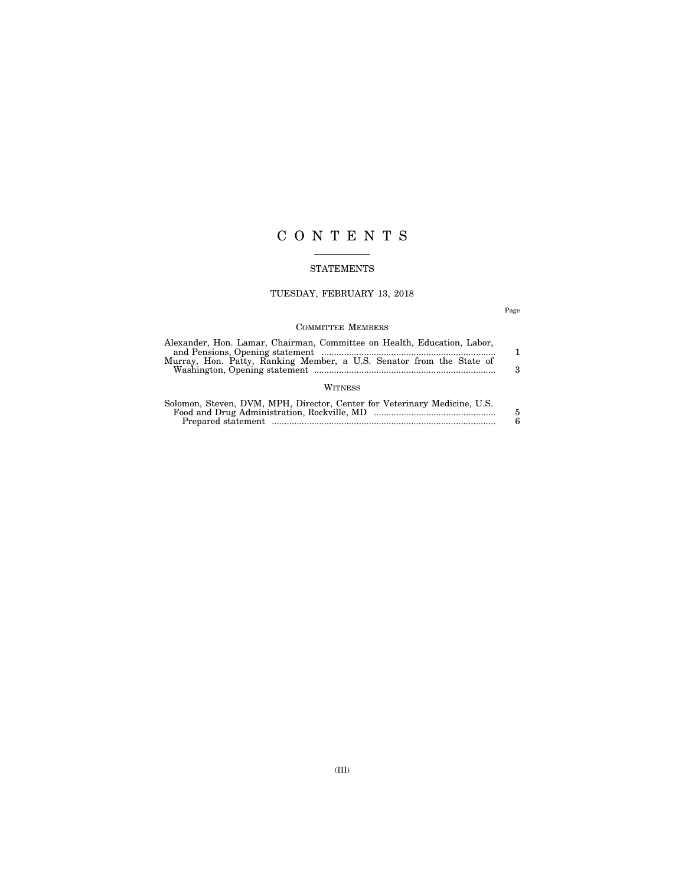# C O N T E N T S

## STATEMENTS

### TUESDAY, FEBRUARY 13, 2018

Page

#### COMMITTEE MEMBERS

Alexander, Hon. Lamar, Chairman, Committee on Health, Education, Labor, and Pensions, Opening statement ..... 1

Murray, Hon. Patty, Ranking Member, a U.S. Senator from the State of Washington, Opening statement ..... 3

#### WITNESS

Solomon, Steven, DVM, MPH, Director, Center for Veterinary Medicine, U.S. Food and Drug Administration, Rockville, MD ..... 5

Prepared statement ..... 6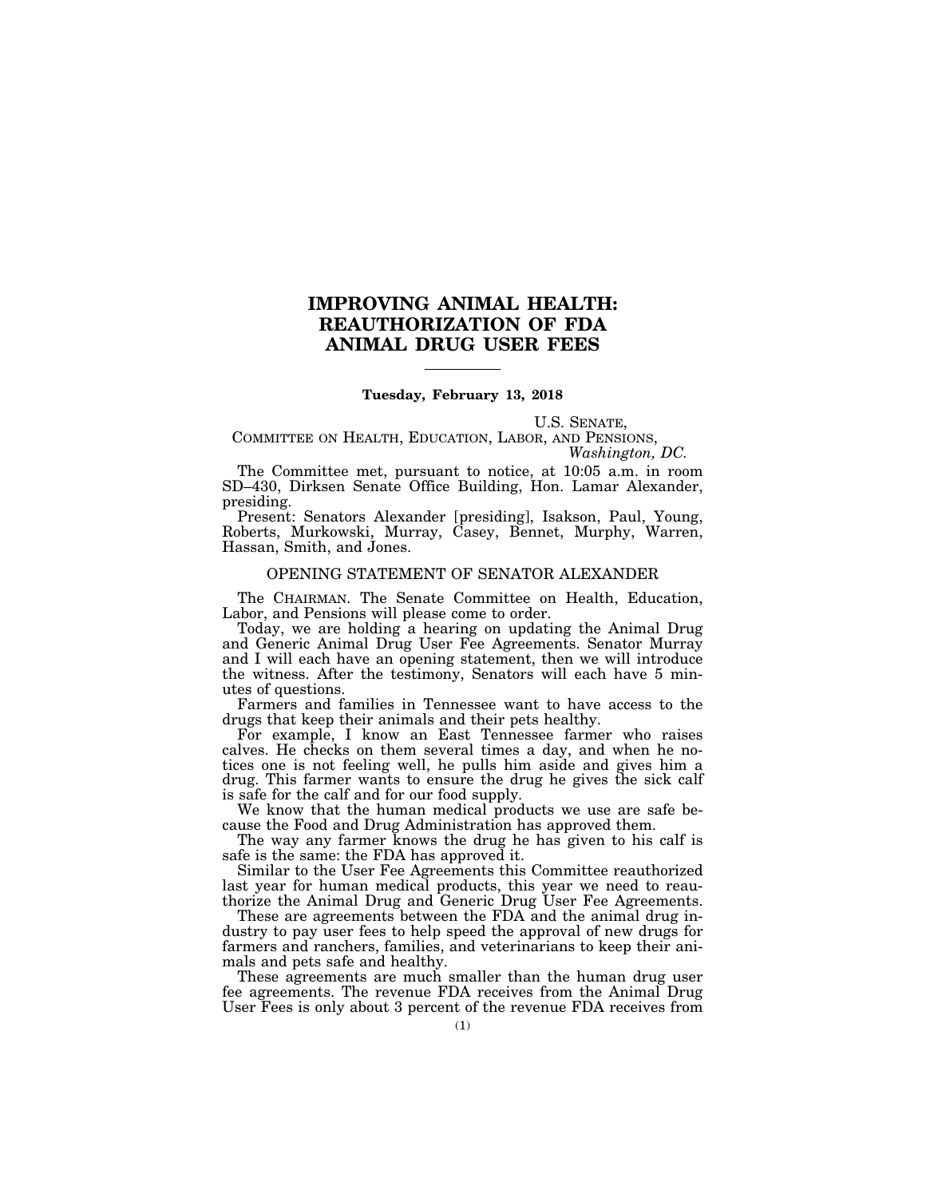# IMPROVING ANIMAL HEALTH: REAUTHORIZATION OF FDA ANIMAL DRUG USER FEES

**Tuesday, February 13, 2018**

U.S. SENATE,
COMMITTEE ON HEALTH, EDUCATION, LABOR, AND PENSIONS,
*Washington, DC.*

The Committee met, pursuant to notice, at 10:05 a.m. in room SD–430, Dirksen Senate Office Building, Hon. Lamar Alexander, presiding.

Present: Senators Alexander [presiding], Isakson, Paul, Young, Roberts, Murkowski, Murray, Casey, Bennet, Murphy, Warren, Hassan, Smith, and Jones.

## OPENING STATEMENT OF SENATOR ALEXANDER

The CHAIRMAN. The Senate Committee on Health, Education, Labor, and Pensions will please come to order.

Today, we are holding a hearing on updating the Animal Drug and Generic Animal Drug User Fee Agreements. Senator Murray and I will each have an opening statement, then we will introduce the witness. After the testimony, Senators will each have 5 minutes of questions.

Farmers and families in Tennessee want to have access to the drugs that keep their animals and their pets healthy.

For example, I know an East Tennessee farmer who raises calves. He checks on them several times a day, and when he notices one is not feeling well, he pulls him aside and gives him a drug. This farmer wants to ensure the drug he gives the sick calf is safe for the calf and for our food supply.

We know that the human medical products we use are safe because the Food and Drug Administration has approved them.

The way any farmer knows the drug he has given to his calf is safe is the same: the FDA has approved it.

Similar to the User Fee Agreements this Committee reauthorized last year for human medical products, this year we need to reauthorize the Animal Drug and Generic Drug User Fee Agreements.

These are agreements between the FDA and the animal drug industry to pay user fees to help speed the approval of new drugs for farmers and ranchers, families, and veterinarians to keep their animals and pets safe and healthy.

These agreements are much smaller than the human drug user fee agreements. The revenue FDA receives from the Animal Drug User Fees is only about 3 percent of the revenue FDA receives from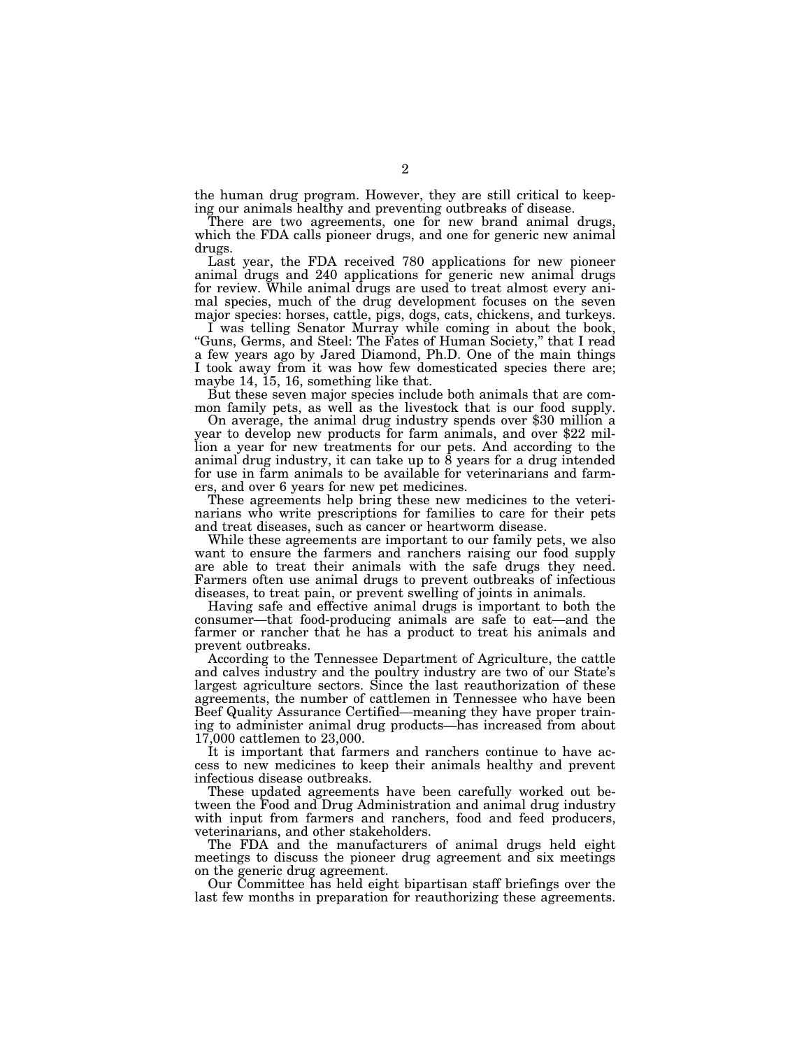the human drug program. However, they are still critical to keeping our animals healthy and preventing outbreaks of disease.

There are two agreements, one for new brand animal drugs, which the FDA calls pioneer drugs, and one for generic new animal drugs.

Last year, the FDA received 780 applications for new pioneer animal drugs and 240 applications for generic new animal drugs for review. While animal drugs are used to treat almost every animal species, much of the drug development focuses on the seven major species: horses, cattle, pigs, dogs, cats, chickens, and turkeys.

I was telling Senator Murray while coming in about the book, "Guns, Germs, and Steel: The Fates of Human Society," that I read a few years ago by Jared Diamond, Ph.D. One of the main things I took away from it was how few domesticated species there are; maybe 14, 15, 16, something like that.

But these seven major species include both animals that are common family pets, as well as the livestock that is our food supply.

On average, the animal drug industry spends over $30 million a year to develop new products for farm animals, and over $22 million a year for new treatments for our pets. And according to the animal drug industry, it can take up to 8 years for a drug intended for use in farm animals to be available for veterinarians and farmers, and over 6 years for new pet medicines.

These agreements help bring these new medicines to the veterinarians who write prescriptions for families to care for their pets and treat diseases, such as cancer or heartworm disease.

While these agreements are important to our family pets, we also want to ensure the farmers and ranchers raising our food supply are able to treat their animals with the safe drugs they need. Farmers often use animal drugs to prevent outbreaks of infectious diseases, to treat pain, or prevent swelling of joints in animals.

Having safe and effective animal drugs is important to both the consumer—that food-producing animals are safe to eat—and the farmer or rancher that he has a product to treat his animals and prevent outbreaks.

According to the Tennessee Department of Agriculture, the cattle and calves industry and the poultry industry are two of our State's largest agriculture sectors. Since the last reauthorization of these agreements, the number of cattlemen in Tennessee who have been Beef Quality Assurance Certified—meaning they have proper training to administer animal drug products—has increased from about 17,000 cattlemen to 23,000.

It is important that farmers and ranchers continue to have access to new medicines to keep their animals healthy and prevent infectious disease outbreaks.

These updated agreements have been carefully worked out between the Food and Drug Administration and animal drug industry with input from farmers and ranchers, food and feed producers, veterinarians, and other stakeholders.

The FDA and the manufacturers of animal drugs held eight meetings to discuss the pioneer drug agreement and six meetings on the generic drug agreement.

Our Committee has held eight bipartisan staff briefings over the last few months in preparation for reauthorizing these agreements.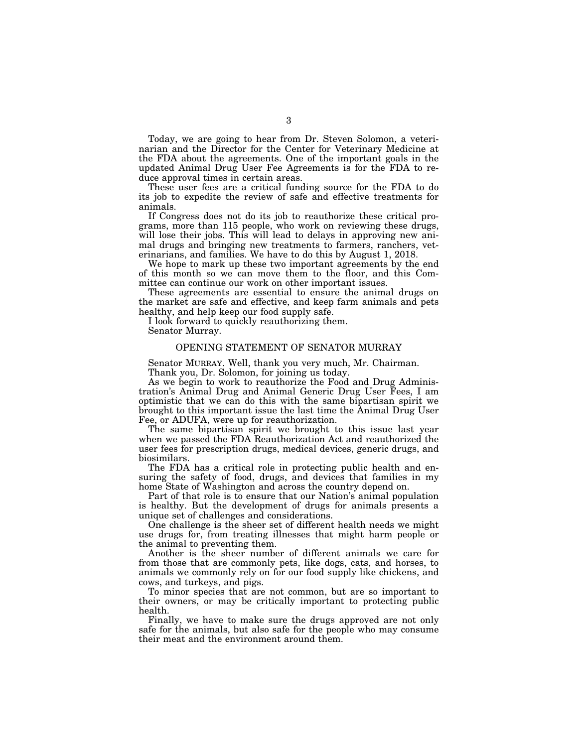Today, we are going to hear from Dr. Steven Solomon, a veterinarian and the Director for the Center for Veterinary Medicine at the FDA about the agreements. One of the important goals in the updated Animal Drug User Fee Agreements is for the FDA to reduce approval times in certain areas.

These user fees are a critical funding source for the FDA to do its job to expedite the review of safe and effective treatments for animals.

If Congress does not do its job to reauthorize these critical programs, more than 115 people, who work on reviewing these drugs, will lose their jobs. This will lead to delays in approving new animal drugs and bringing new treatments to farmers, ranchers, veterinarians, and families. We have to do this by August 1, 2018.

We hope to mark up these two important agreements by the end of this month so we can move them to the floor, and this Committee can continue our work on other important issues.

These agreements are essential to ensure the animal drugs on the market are safe and effective, and keep farm animals and pets healthy, and help keep our food supply safe.

I look forward to quickly reauthorizing them.

Senator Murray.

## OPENING STATEMENT OF SENATOR MURRAY

Senator MURRAY. Well, thank you very much, Mr. Chairman.

Thank you, Dr. Solomon, for joining us today.

As we begin to work to reauthorize the Food and Drug Administration's Animal Drug and Animal Generic Drug User Fees, I am optimistic that we can do this with the same bipartisan spirit we brought to this important issue the last time the Animal Drug User Fee, or ADUFA, were up for reauthorization.

The same bipartisan spirit we brought to this issue last year when we passed the FDA Reauthorization Act and reauthorized the user fees for prescription drugs, medical devices, generic drugs, and biosimilars.

The FDA has a critical role in protecting public health and ensuring the safety of food, drugs, and devices that families in my home State of Washington and across the country depend on.

Part of that role is to ensure that our Nation's animal population is healthy. But the development of drugs for animals presents a unique set of challenges and considerations.

One challenge is the sheer set of different health needs we might use drugs for, from treating illnesses that might harm people or the animal to preventing them.

Another is the sheer number of different animals we care for from those that are commonly pets, like dogs, cats, and horses, to animals we commonly rely on for our food supply like chickens, and cows, and turkeys, and pigs.

To minor species that are not common, but are so important to their owners, or may be critically important to protecting public health.

Finally, we have to make sure the drugs approved are not only safe for the animals, but also safe for the people who may consume their meat and the environment around them.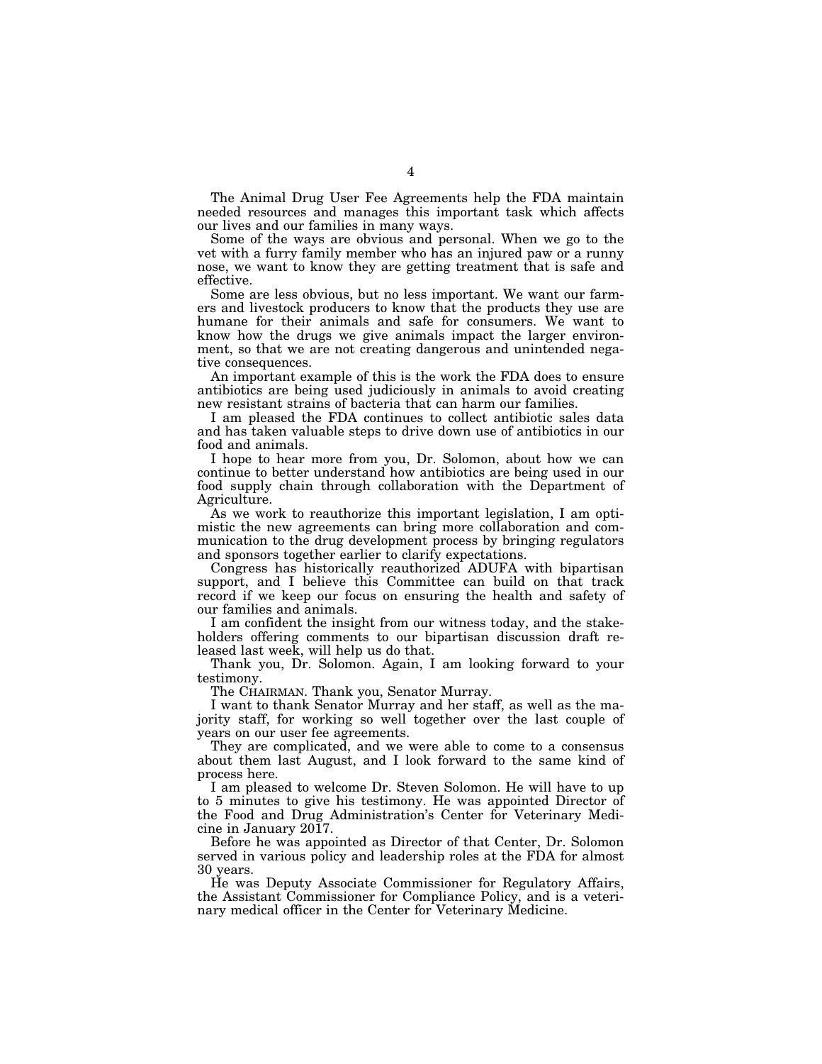The Animal Drug User Fee Agreements help the FDA maintain needed resources and manages this important task which affects our lives and our families in many ways.

Some of the ways are obvious and personal. When we go to the vet with a furry family member who has an injured paw or a runny nose, we want to know they are getting treatment that is safe and effective.

Some are less obvious, but no less important. We want our farmers and livestock producers to know that the products they use are humane for their animals and safe for consumers. We want to know how the drugs we give animals impact the larger environment, so that we are not creating dangerous and unintended negative consequences.

An important example of this is the work the FDA does to ensure antibiotics are being used judiciously in animals to avoid creating new resistant strains of bacteria that can harm our families.

I am pleased the FDA continues to collect antibiotic sales data and has taken valuable steps to drive down use of antibiotics in our food and animals.

I hope to hear more from you, Dr. Solomon, about how we can continue to better understand how antibiotics are being used in our food supply chain through collaboration with the Department of Agriculture.

As we work to reauthorize this important legislation, I am optimistic the new agreements can bring more collaboration and communication to the drug development process by bringing regulators and sponsors together earlier to clarify expectations.

Congress has historically reauthorized ADUFA with bipartisan support, and I believe this Committee can build on that track record if we keep our focus on ensuring the health and safety of our families and animals.

I am confident the insight from our witness today, and the stakeholders offering comments to our bipartisan discussion draft released last week, will help us do that.

Thank you, Dr. Solomon. Again, I am looking forward to your testimony.

The CHAIRMAN. Thank you, Senator Murray.

I want to thank Senator Murray and her staff, as well as the majority staff, for working so well together over the last couple of years on our user fee agreements.

They are complicated, and we were able to come to a consensus about them last August, and I look forward to the same kind of process here.

I am pleased to welcome Dr. Steven Solomon. He will have to up to 5 minutes to give his testimony. He was appointed Director of the Food and Drug Administration's Center for Veterinary Medicine in January 2017.

Before he was appointed as Director of that Center, Dr. Solomon served in various policy and leadership roles at the FDA for almost 30 years.

He was Deputy Associate Commissioner for Regulatory Affairs, the Assistant Commissioner for Compliance Policy, and is a veterinary medical officer in the Center for Veterinary Medicine.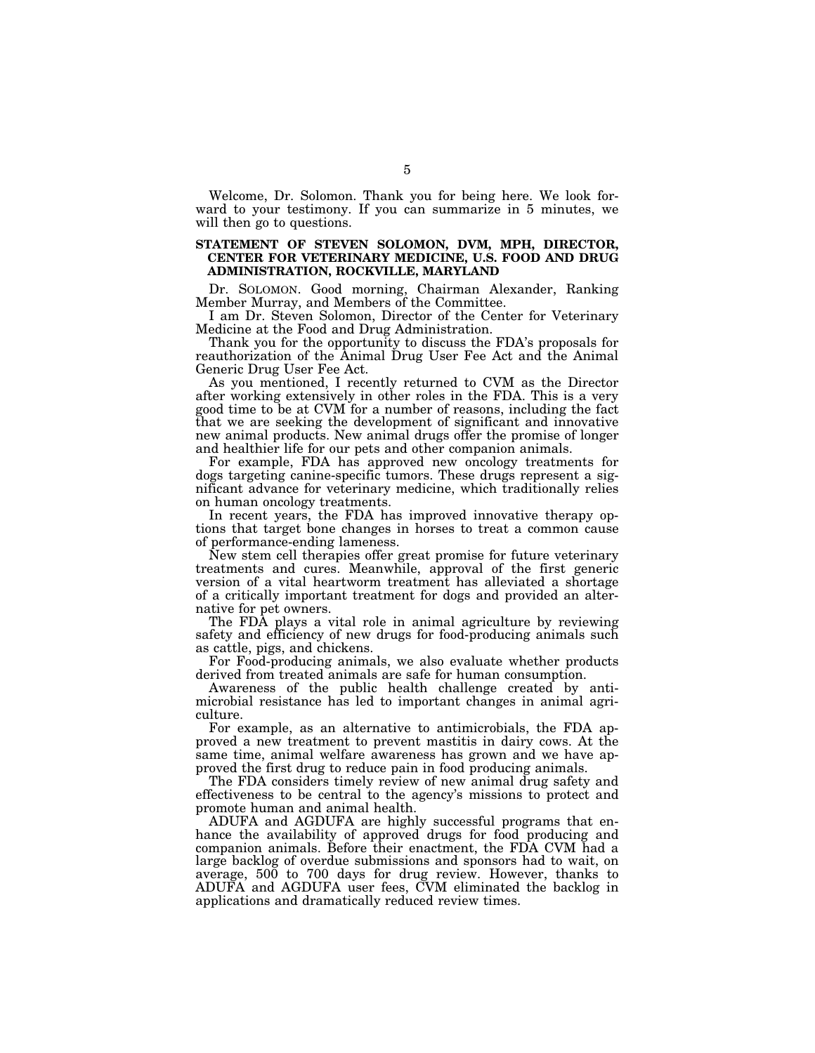Welcome, Dr. Solomon. Thank you for being here. We look forward to your testimony. If you can summarize in 5 minutes, we will then go to questions.

## STATEMENT OF STEVEN SOLOMON, DVM, MPH, DIRECTOR, CENTER FOR VETERINARY MEDICINE, U.S. FOOD AND DRUG ADMINISTRATION, ROCKVILLE, MARYLAND

Dr. SOLOMON. Good morning, Chairman Alexander, Ranking Member Murray, and Members of the Committee.

I am Dr. Steven Solomon, Director of the Center for Veterinary Medicine at the Food and Drug Administration.

Thank you for the opportunity to discuss the FDA's proposals for reauthorization of the Animal Drug User Fee Act and the Animal Generic Drug User Fee Act.

As you mentioned, I recently returned to CVM as the Director after working extensively in other roles in the FDA. This is a very good time to be at CVM for a number of reasons, including the fact that we are seeking the development of significant and innovative new animal products. New animal drugs offer the promise of longer and healthier life for our pets and other companion animals.

For example, FDA has approved new oncology treatments for dogs targeting canine-specific tumors. These drugs represent a significant advance for veterinary medicine, which traditionally relies on human oncology treatments.

In recent years, the FDA has improved innovative therapy options that target bone changes in horses to treat a common cause of performance-ending lameness.

New stem cell therapies offer great promise for future veterinary treatments and cures. Meanwhile, approval of the first generic version of a vital heartworm treatment has alleviated a shortage of a critically important treatment for dogs and provided an alternative for pet owners.

The FDA plays a vital role in animal agriculture by reviewing safety and efficiency of new drugs for food-producing animals such as cattle, pigs, and chickens.

For Food-producing animals, we also evaluate whether products derived from treated animals are safe for human consumption.

Awareness of the public health challenge created by antimicrobial resistance has led to important changes in animal agriculture.

For example, as an alternative to antimicrobials, the FDA approved a new treatment to prevent mastitis in dairy cows. At the same time, animal welfare awareness has grown and we have approved the first drug to reduce pain in food producing animals.

The FDA considers timely review of new animal drug safety and effectiveness to be central to the agency's missions to protect and promote human and animal health.

ADUFA and AGDUFA are highly successful programs that enhance the availability of approved drugs for food producing and companion animals. Before their enactment, the FDA CVM had a large backlog of overdue submissions and sponsors had to wait, on average, 500 to 700 days for drug review. However, thanks to ADUFA and AGDUFA user fees, CVM eliminated the backlog in applications and dramatically reduced review times.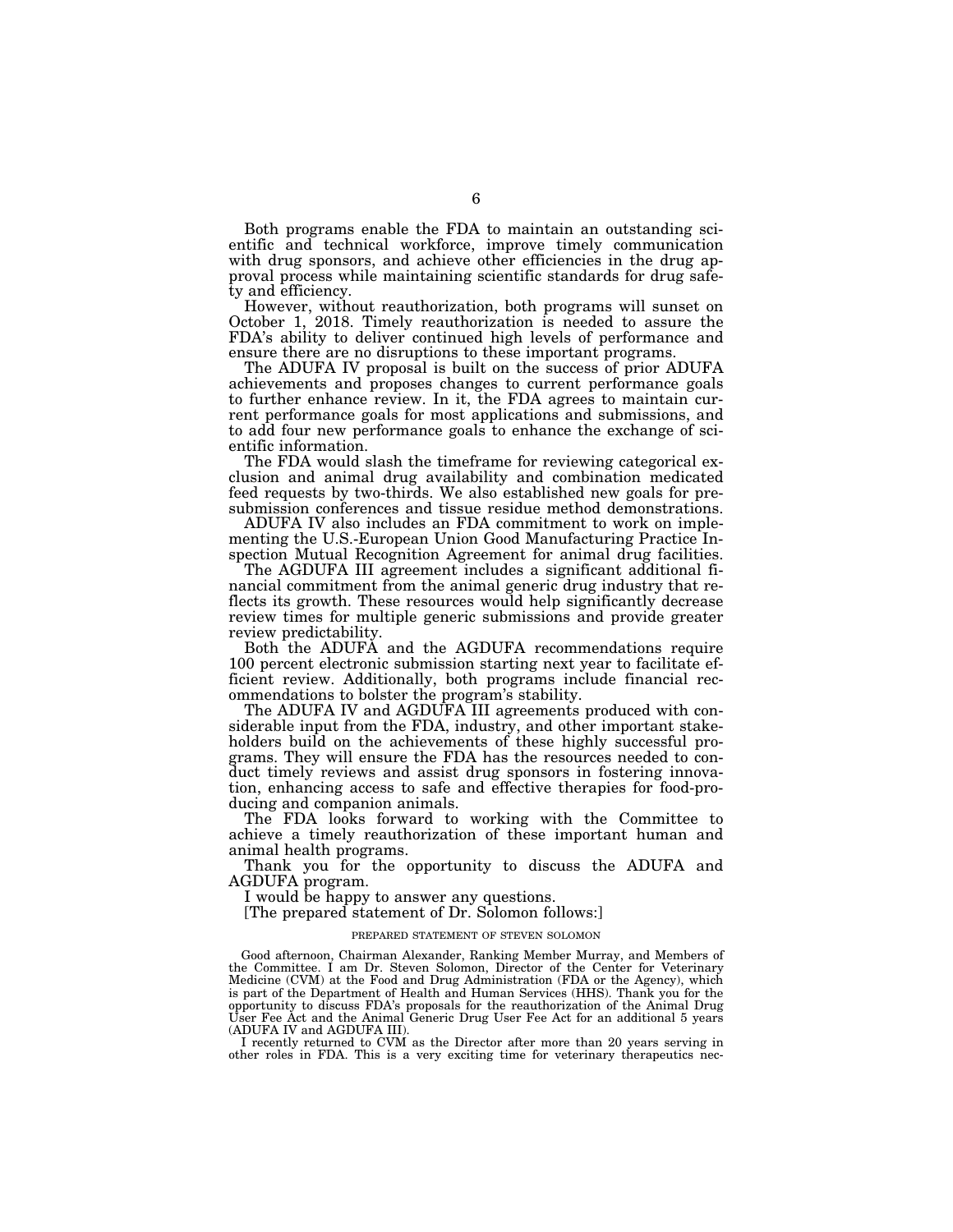Both programs enable the FDA to maintain an outstanding scientific and technical workforce, improve timely communication with drug sponsors, and achieve other efficiencies in the drug approval process while maintaining scientific standards for drug safety and efficiency.

However, without reauthorization, both programs will sunset on October 1, 2018. Timely reauthorization is needed to assure the FDA's ability to deliver continued high levels of performance and ensure there are no disruptions to these important programs.

The ADUFA IV proposal is built on the success of prior ADUFA achievements and proposes changes to current performance goals to further enhance review. In it, the FDA agrees to maintain current performance goals for most applications and submissions, and to add four new performance goals to enhance the exchange of scientific information.

The FDA would slash the timeframe for reviewing categorical exclusion and animal drug availability and combination medicated feed requests by two-thirds. We also established new goals for presubmission conferences and tissue residue method demonstrations.

ADUFA IV also includes an FDA commitment to work on implementing the U.S.-European Union Good Manufacturing Practice Inspection Mutual Recognition Agreement for animal drug facilities.

The AGDUFA III agreement includes a significant additional financial commitment from the animal generic drug industry that reflects its growth. These resources would help significantly decrease review times for multiple generic submissions and provide greater review predictability.

Both the ADUFA and the AGDUFA recommendations require 100 percent electronic submission starting next year to facilitate efficient review. Additionally, both programs include financial recommendations to bolster the program's stability.

The ADUFA IV and AGDUFA III agreements produced with considerable input from the FDA, industry, and other important stakeholders build on the achievements of these highly successful programs. They will ensure the FDA has the resources needed to conduct timely reviews and assist drug sponsors in fostering innovation, enhancing access to safe and effective therapies for food-producing and companion animals.

The FDA looks forward to working with the Committee to achieve a timely reauthorization of these important human and animal health programs.

Thank you for the opportunity to discuss the ADUFA and AGDUFA program.

I would be happy to answer any questions.

[The prepared statement of Dr. Solomon follows:]

PREPARED STATEMENT OF STEVEN SOLOMON

Good afternoon, Chairman Alexander, Ranking Member Murray, and Members of the Committee. I am Dr. Steven Solomon, Director of the Center for Veterinary Medicine (CVM) at the Food and Drug Administration (FDA or the Agency), which is part of the Department of Health and Human Services (HHS). Thank you for the opportunity to discuss FDA's proposals for the reauthorization of the Animal Drug User Fee Act and the Animal Generic Drug User Fee Act for an additional 5 years (ADUFA IV and AGDUFA III).

I recently returned to CVM as the Director after more than 20 years serving in other roles in FDA. This is a very exciting time for veterinary therapeutics nec-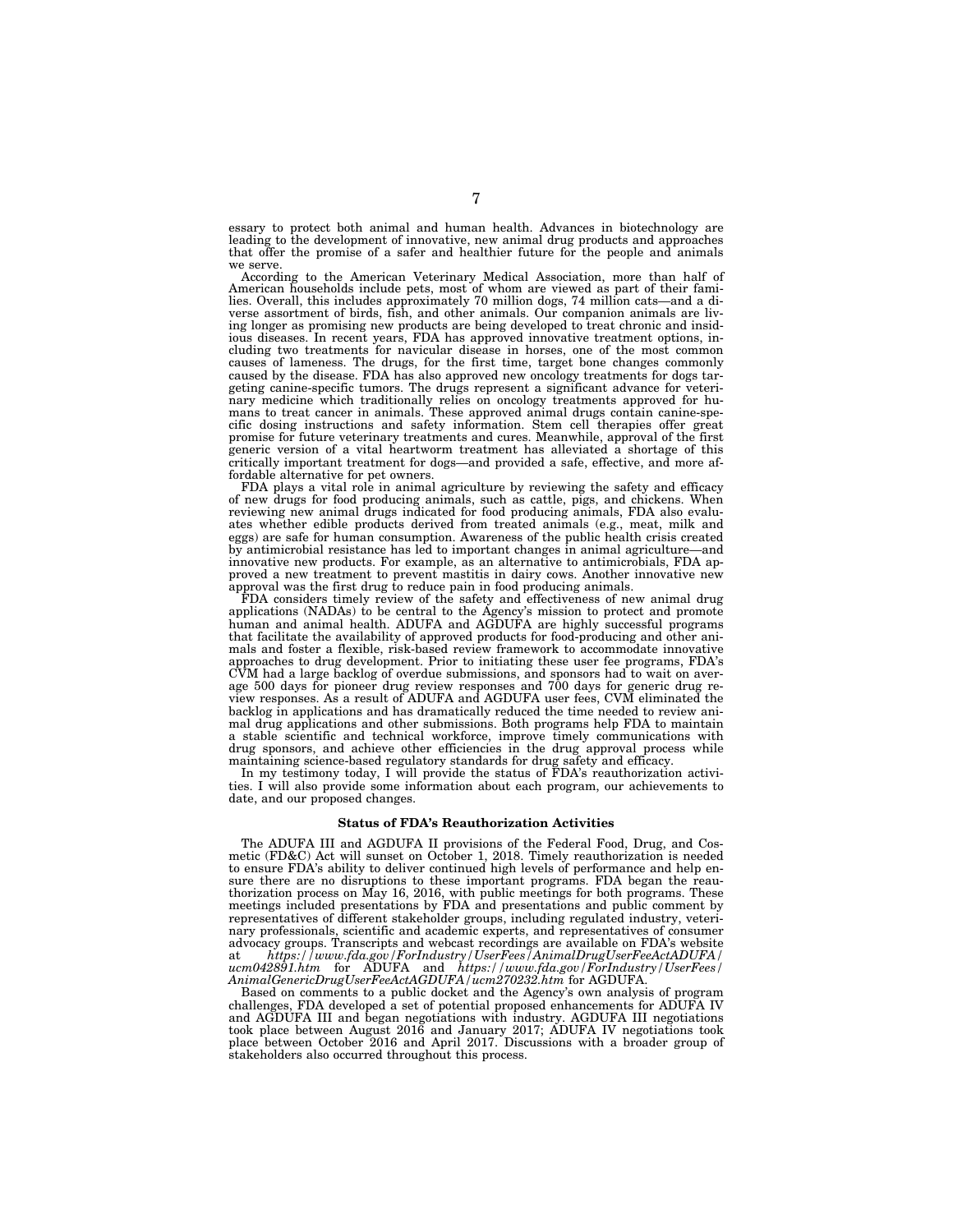essary to protect both animal and human health. Advances in biotechnology are leading to the development of innovative, new animal drug products and approaches that offer the promise of a safer and healthier future for the people and animals we serve.

According to the American Veterinary Medical Association, more than half of American households include pets, most of whom are viewed as part of their families. Overall, this includes approximately 70 million dogs, 74 million cats—and a diverse assortment of birds, fish, and other animals. Our companion animals are living longer as promising new products are being developed to treat chronic and insidious diseases. In recent years, FDA has approved innovative treatment options, including two treatments for navicular disease in horses, one of the most common causes of lameness. The drugs, for the first time, target bone changes commonly caused by the disease. FDA has also approved new oncology treatments for dogs targeting canine-specific tumors. The drugs represent a significant advance for veterinary medicine which traditionally relies on oncology treatments approved for humans to treat cancer in animals. These approved animal drugs contain canine-specific dosing instructions and safety information. Stem cell therapies offer great promise for future veterinary treatments and cures. Meanwhile, approval of the first generic version of a vital heartworm treatment has alleviated a shortage of this critically important treatment for dogs—and provided a safe, effective, and more affordable alternative for pet owners.

FDA plays a vital role in animal agriculture by reviewing the safety and efficacy of new drugs for food producing animals, such as cattle, pigs, and chickens. When reviewing new animal drugs indicated for food producing animals, FDA also evaluates whether edible products derived from treated animals (e.g., meat, milk and eggs) are safe for human consumption. Awareness of the public health crisis created by antimicrobial resistance has led to important changes in animal agriculture—and innovative new products. For example, as an alternative to antimicrobials, FDA approved a new treatment to prevent mastitis in dairy cows. Another innovative new approval was the first drug to reduce pain in food producing animals.

FDA considers timely review of the safety and effectiveness of new animal drug applications (NADAs) to be central to the Agency's mission to protect and promote human and animal health. ADUFA and AGDUFA are highly successful programs that facilitate the availability of approved products for food-producing and other animals and foster a flexible, risk-based review framework to accommodate innovative approaches to drug development. Prior to initiating these user fee programs, FDA's CVM had a large backlog of overdue submissions, and sponsors had to wait on average 500 days for pioneer drug review responses and 700 days for generic drug review responses. As a result of ADUFA and AGDUFA user fees, CVM eliminated the backlog in applications and has dramatically reduced the time needed to review animal drug applications and other submissions. Both programs help FDA to maintain a stable scientific and technical workforce, improve timely communications with drug sponsors, and achieve other efficiencies in the drug approval process while maintaining science-based regulatory standards for drug safety and efficacy.

In my testimony today, I will provide the status of FDA's reauthorization activities. I will also provide some information about each program, our achievements to date, and our proposed changes.

### Status of FDA's Reauthorization Activities

The ADUFA III and AGDUFA II provisions of the Federal Food, Drug, and Cosmetic (FD&C) Act will sunset on October 1, 2018. Timely reauthorization is needed to ensure FDA's ability to deliver continued high levels of performance and help ensure there are no disruptions to these important programs. FDA began the reauthorization process on May 16, 2016, with public meetings for both programs. These meetings included presentations by FDA and presentations and public comment by representatives of different stakeholder groups, including regulated industry, veterinary professionals, scientific and academic experts, and representatives of consumer advocacy groups. Transcripts and webcast recordings are available on FDA's website at *https://www.fda.gov/ForIndustry/UserFees/AnimalDrugUserFeeActADUFA/ucm042891.htm* for ADUFA and *https://www.fda.gov/ForIndustry/UserFees/AnimalGenericDrugUserFeeActAGDUFA/ucm270232.htm* for AGDUFA.

Based on comments to a public docket and the Agency's own analysis of program challenges, FDA developed a set of potential proposed enhancements for ADUFA IV and AGDUFA III and began negotiations with industry. AGDUFA III negotiations took place between August 2016 and January 2017; ADUFA IV negotiations took place between October 2016 and April 2017. Discussions with a broader group of stakeholders also occurred throughout this process.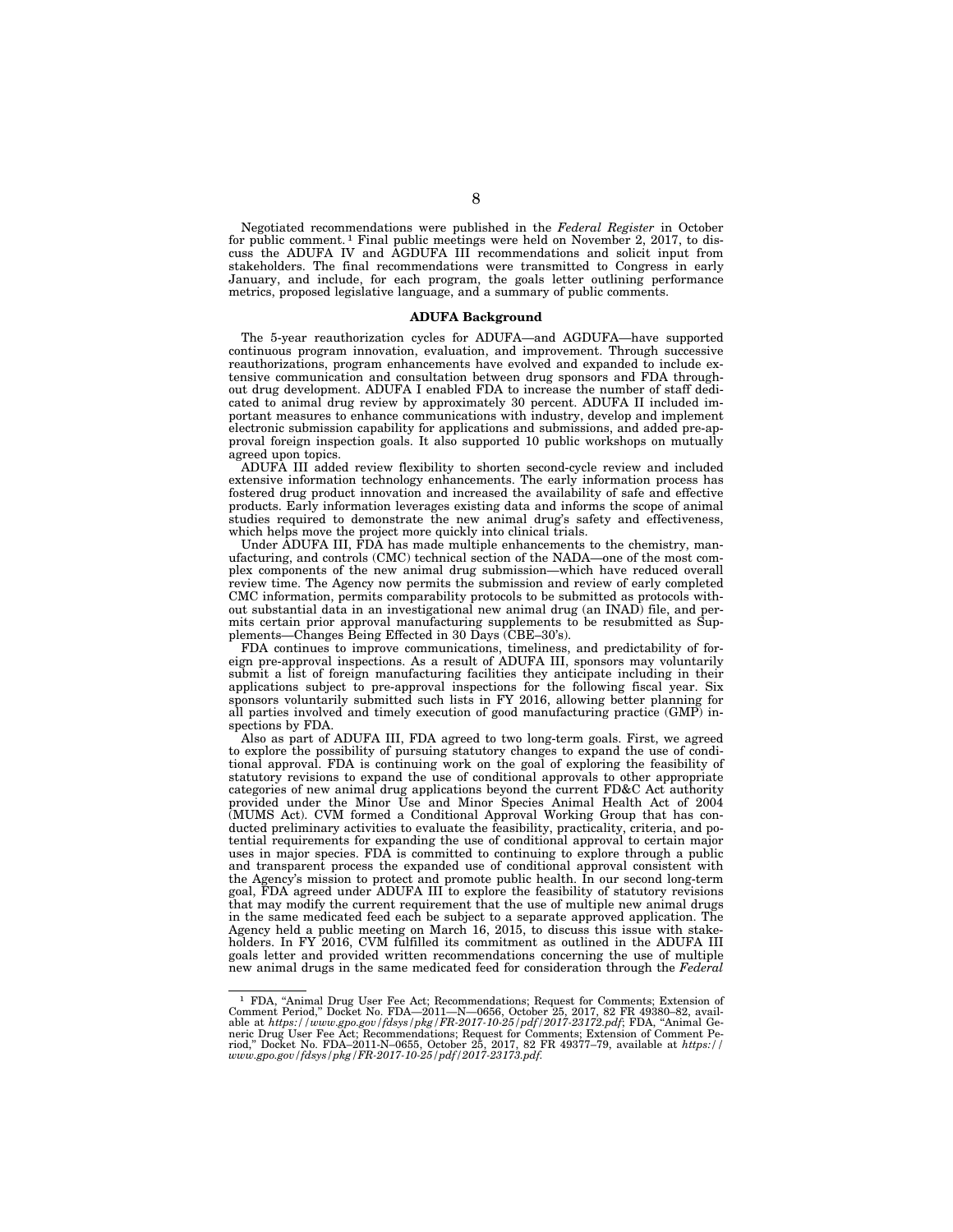Negotiated recommendations were published in the *Federal Register* in October for public comment.[1] Final public meetings were held on November 2, 2017, to discuss the ADUFA IV and AGDUFA III recommendations and solicit input from stakeholders. The final recommendations were transmitted to Congress in early January, and include, for each program, the goals letter outlining performance metrics, proposed legislative language, and a summary of public comments.

## ADUFA Background

The 5-year reauthorization cycles for ADUFA—and AGDUFA—have supported continuous program innovation, evaluation, and improvement. Through successive reauthorizations, program enhancements have evolved and expanded to include extensive communication and consultation between drug sponsors and FDA throughout drug development. ADUFA I enabled FDA to increase the number of staff dedicated to animal drug review by approximately 30 percent. ADUFA II included important measures to enhance communications with industry, develop and implement electronic submission capability for applications and submissions, and added pre-approval foreign inspection goals. It also supported 10 public workshops on mutually agreed upon topics.

ADUFA III added review flexibility to shorten second-cycle review and included extensive information technology enhancements. The early information process has fostered drug product innovation and increased the availability of safe and effective products. Early information leverages existing data and informs the scope of animal studies required to demonstrate the new animal drug's safety and effectiveness, which helps move the project more quickly into clinical trials.

Under ADUFA III, FDA has made multiple enhancements to the chemistry, manufacturing, and controls (CMC) technical section of the NADA—one of the most complex components of the new animal drug submission—which have reduced overall review time. The Agency now permits the submission and review of early completed CMC information, permits comparability protocols to be submitted as protocols without substantial data in an investigational new animal drug (an INAD) file, and permits certain prior approval manufacturing supplements to be resubmitted as Supplements—Changes Being Effected in 30 Days (CBE–30's).

FDA continues to improve communications, timeliness, and predictability of foreign pre-approval inspections. As a result of ADUFA III, sponsors may voluntarily submit a list of foreign manufacturing facilities they anticipate including in their applications subject to pre-approval inspections for the following fiscal year. Six sponsors voluntarily submitted such lists in FY 2016, allowing better planning for all parties involved and timely execution of good manufacturing practice (GMP) inspections by FDA.

Also as part of ADUFA III, FDA agreed to two long-term goals. First, we agreed to explore the possibility of pursuing statutory changes to expand the use of conditional approval. FDA is continuing work on the goal of exploring the feasibility of statutory revisions to expand the use of conditional approvals to other appropriate categories of new animal drug applications beyond the current FD&C Act authority provided under the Minor Use and Minor Species Animal Health Act of 2004 (MUMS Act). CVM formed a Conditional Approval Working Group that has conducted preliminary activities to evaluate the feasibility, practicality, criteria, and potential requirements for expanding the use of conditional approval to certain major uses in major species. FDA is committed to continuing to explore through a public and transparent process the expanded use of conditional approval consistent with the Agency's mission to protect and promote public health. In our second long-term goal, FDA agreed under ADUFA III to explore the feasibility of statutory revisions that may modify the current requirement that the use of multiple new animal drugs in the same medicated feed each be subject to a separate approved application. The Agency held a public meeting on March 16, 2015, to discuss this issue with stakeholders. In FY 2016, CVM fulfilled its commitment as outlined in the ADUFA III goals letter and provided written recommendations concerning the use of multiple new animal drugs in the same medicated feed for consideration through the *Federal*

---

[1] FDA, "Animal Drug User Fee Act; Recommendations; Request for Comments; Extension of Comment Period," Docket No. FDA—2011—N—0656, October 25, 2017, 82 FR 49380–82, available at *https://www.gpo.gov/fdsys/pkg/FR-2017-10-25/pdf/2017-23172.pdf*; FDA, "Animal Generic Drug User Fee Act; Recommendations; Request for Comments; Extension of Comment Period," Docket No. FDA–2011-N–0655, October 25, 2017, 82 FR 49377–79, available at *https://www.gpo.gov/fdsys/pkg/FR-2017-10-25/pdf/2017-23173.pdf*.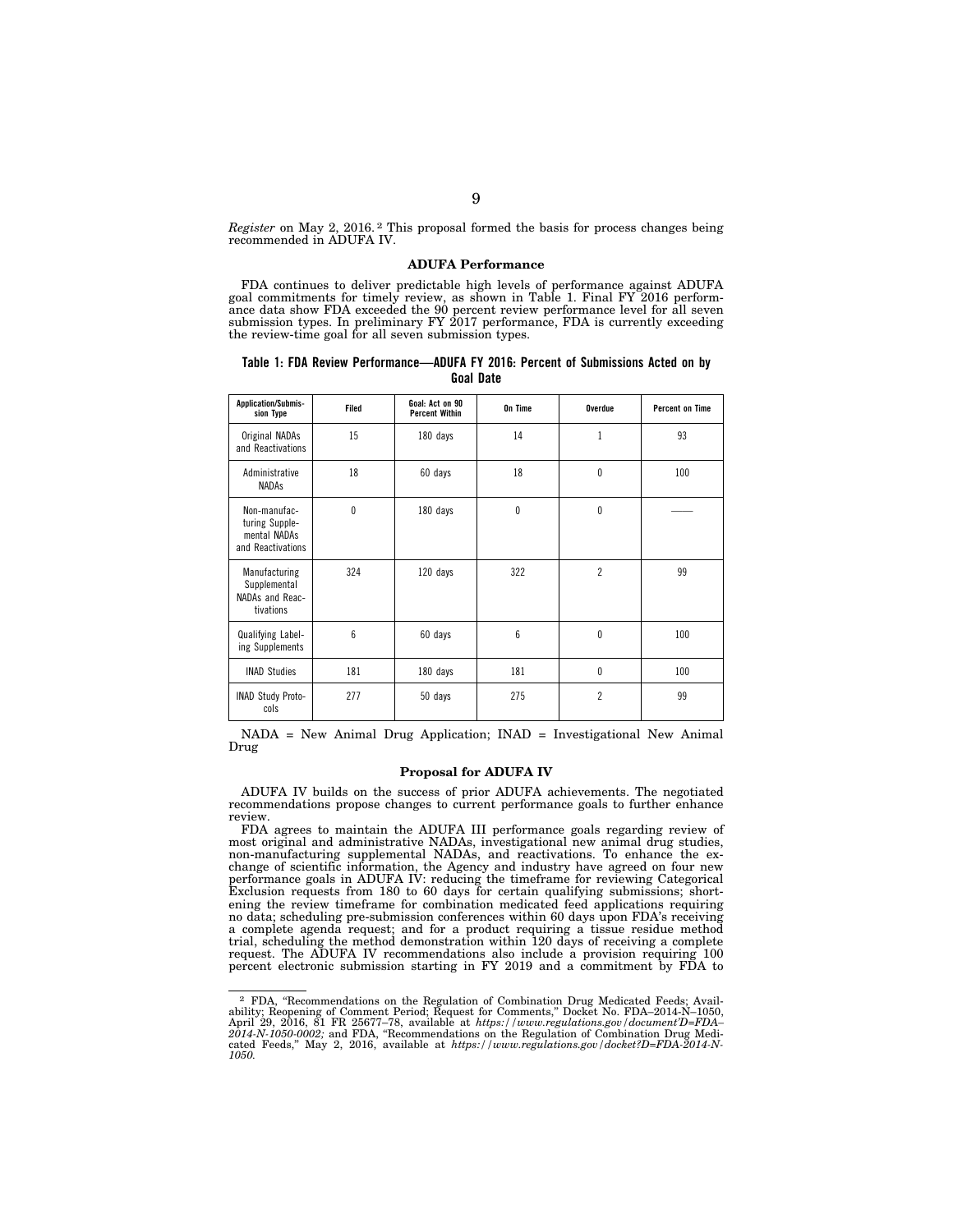*Register* on May 2, 2016.[2] This proposal formed the basis for process changes being recommended in ADUFA IV.

**ADUFA Performance**

FDA continues to deliver predictable high levels of performance against ADUFA goal commitments for timely review, as shown in Table 1. Final FY 2016 performance data show FDA exceeded the 90 percent review performance level for all seven submission types. In preliminary FY 2017 performance, FDA is currently exceeding the review-time goal for all seven submission types.

**Table 1: FDA Review Performance—ADUFA FY 2016: Percent of Submissions Acted on by Goal Date**

| Application/Submission Type | Filed | Goal: Act on 90 Percent Within | On Time | Overdue | Percent on Time |
|---|---|---|---|---|---|
| Original NADAs and Reactivations | 15 | 180 days | 14 | 1 | 93 |
| Administrative NADAs | 18 | 60 days | 18 | 0 | 100 |
| Non-manufacturing Supplemental NADAs and Reactivations | 0 | 180 days | 0 | 0 | —— |
| Manufacturing Supplemental NADAs and Reactivations | 324 | 120 days | 322 | 2 | 99 |
| Qualifying Labeling Supplements | 6 | 60 days | 6 | 0 | 100 |
| INAD Studies | 181 | 180 days | 181 | 0 | 100 |
| INAD Study Protocols | 277 | 50 days | 275 | 2 | 99 |

NADA = New Animal Drug Application; INAD = Investigational New Animal Drug

**Proposal for ADUFA IV**

ADUFA IV builds on the success of prior ADUFA achievements. The negotiated recommendations propose changes to current performance goals to further enhance review.

FDA agrees to maintain the ADUFA III performance goals regarding review of most original and administrative NADAs, investigational new animal drug studies, non-manufacturing supplemental NADAs, and reactivations. To enhance the exchange of scientific information, the Agency and industry have agreed on four new performance goals in ADUFA IV: reducing the timeframe for reviewing Categorical Exclusion requests from 180 to 60 days for certain qualifying submissions; shortening the review timeframe for combination medicated feed applications requiring no data; scheduling pre-submission conferences within 60 days upon FDA's receiving a complete agenda request; and for a product requiring a tissue residue method trial, scheduling the method demonstration within 120 days of receiving a complete request. The ADUFA IV recommendations also include a provision requiring 100 percent electronic submission starting in FY 2019 and a commitment by FDA to

---

[2] FDA, "Recommendations on the Regulation of Combination Drug Medicated Feeds; Availability; Reopening of Comment Period; Request for Comments," Docket No. FDA–2014–N–1050, April 29, 2016, 81 FR 25677–78, available at *https://www.regulations.gov/document?D=FDA-2014-N-1050-0002;* and FDA, "Recommendations on the Regulation of Combination Drug Medicated Feeds," May 2, 2016, available at *https://www.regulations.gov/docket?D=FDA-2014-N-1050.*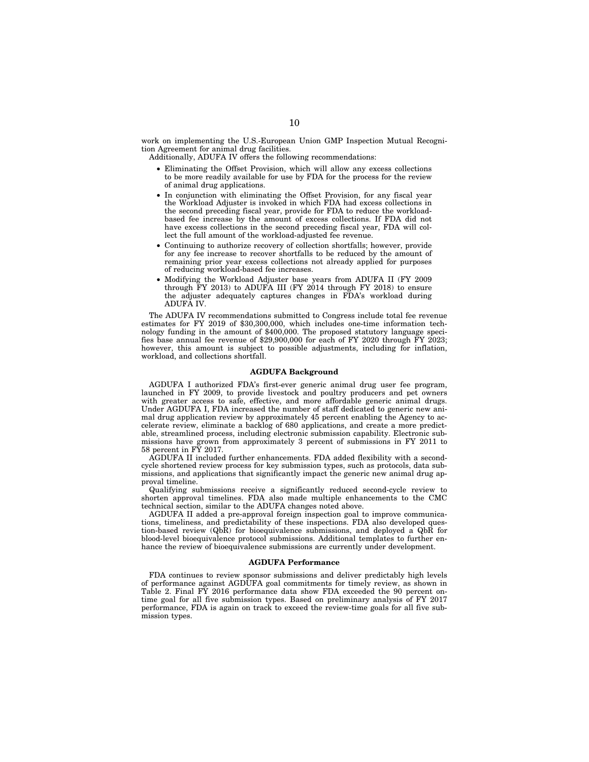work on implementing the U.S.-European Union GMP Inspection Mutual Recognition Agreement for animal drug facilities.

Additionally, ADUFA IV offers the following recommendations:

- Eliminating the Offset Provision, which will allow any excess collections to be more readily available for use by FDA for the process for the review of animal drug applications.
- In conjunction with eliminating the Offset Provision, for any fiscal year the Workload Adjuster is invoked in which FDA had excess collections in the second preceding fiscal year, provide for FDA to reduce the workload-based fee increase by the amount of excess collections. If FDA did not have excess collections in the second preceding fiscal year, FDA will collect the full amount of the workload-adjusted fee revenue.
- Continuing to authorize recovery of collection shortfalls; however, provide for any fee increase to recover shortfalls to be reduced by the amount of remaining prior year excess collections not already applied for purposes of reducing workload-based fee increases.
- Modifying the Workload Adjuster base years from ADUFA II (FY 2009 through FY 2013) to ADUFA III (FY 2014 through FY 2018) to ensure the adjuster adequately captures changes in FDA's workload during ADUFA IV.

The ADUFA IV recommendations submitted to Congress include total fee revenue estimates for FY 2019 of $30,300,000, which includes one-time information technology funding in the amount of $400,000. The proposed statutory language specifies base annual fee revenue of $29,900,000 for each of FY 2020 through FY 2023; however, this amount is subject to possible adjustments, including for inflation, workload, and collections shortfall.

**AGDUFA Background**

AGDUFA I authorized FDA's first-ever generic animal drug user fee program, launched in FY 2009, to provide livestock and poultry producers and pet owners with greater access to safe, effective, and more affordable generic animal drugs. Under AGDUFA I, FDA increased the number of staff dedicated to generic new animal drug application review by approximately 45 percent enabling the Agency to accelerate review, eliminate a backlog of 680 applications, and create a more predictable, streamlined process, including electronic submission capability. Electronic submissions have grown from approximately 3 percent of submissions in FY 2011 to 58 percent in FY 2017.

AGDUFA II included further enhancements. FDA added flexibility with a second-cycle shortened review process for key submission types, such as protocols, data submissions, and applications that significantly impact the generic new animal drug approval timeline.

Qualifying submissions receive a significantly reduced second-cycle review to shorten approval timelines. FDA also made multiple enhancements to the CMC technical section, similar to the ADUFA changes noted above.

AGDUFA II added a pre-approval foreign inspection goal to improve communications, timeliness, and predictability of these inspections. FDA also developed question-based review (QbR) for bioequivalence submissions, and deployed a QbR for blood-level bioequivalence protocol submissions. Additional templates to further enhance the review of bioequivalence submissions are currently under development.

**AGDUFA Performance**

FDA continues to review sponsor submissions and deliver predictably high levels of performance against AGDUFA goal commitments for timely review, as shown in Table 2. Final FY 2016 performance data show FDA exceeded the 90 percent on-time goal for all five submission types. Based on preliminary analysis of FY 2017 performance, FDA is again on track to exceed the review-time goals for all five submission types.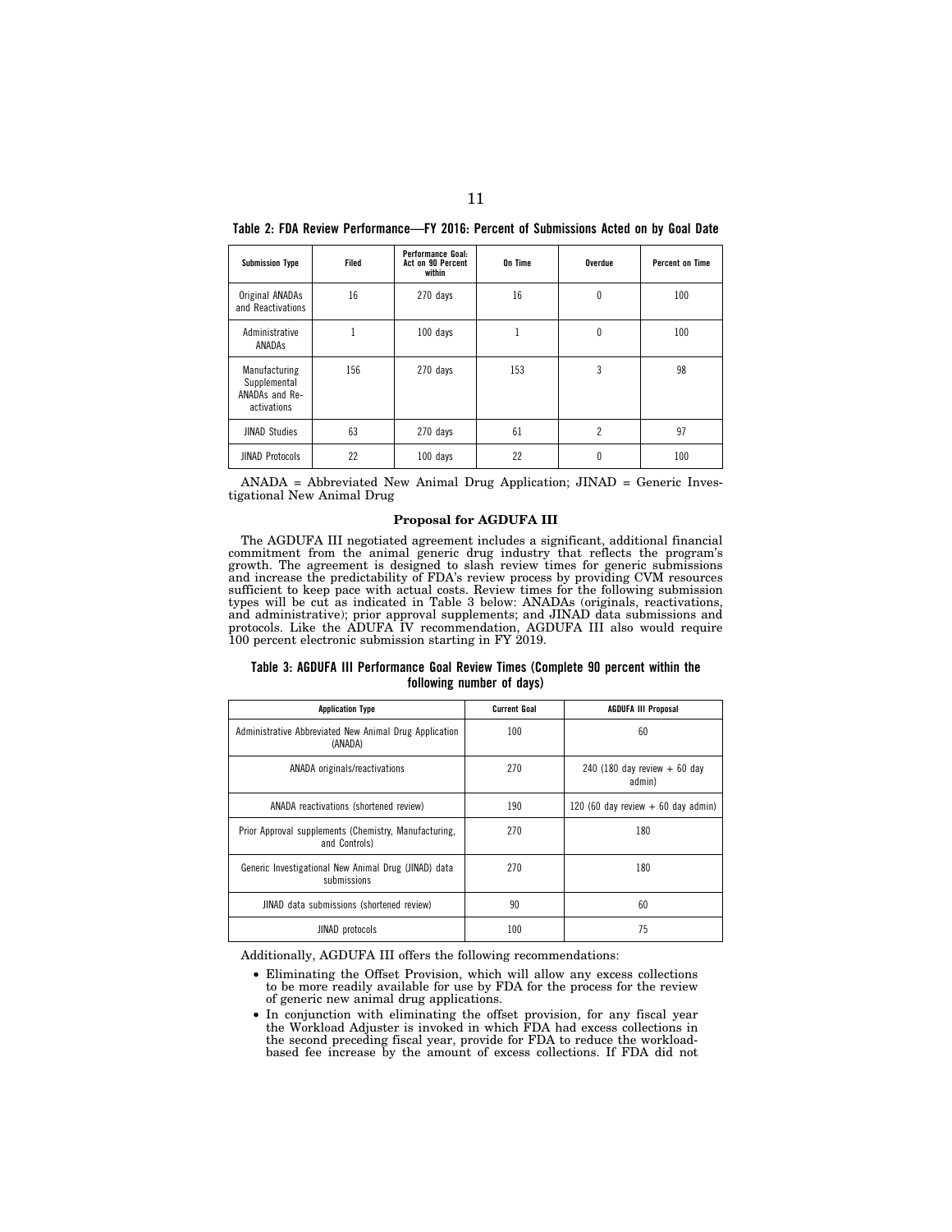**Table 2: FDA Review Performance—FY 2016: Percent of Submissions Acted on by Goal Date**

| Submission Type | Filed | Performance Goal: Act on 90 Percent within | On Time | Overdue | Percent on Time |
|---|---|---|---|---|---|
| Original ANADAs and Reactivations | 16 | 270 days | 16 | 0 | 100 |
| Administrative ANADAs | 1 | 100 days | 1 | 0 | 100 |
| Manufacturing Supplemental ANADAs and Re-activations | 156 | 270 days | 153 | 3 | 98 |
| JINAD Studies | 63 | 270 days | 61 | 2 | 97 |
| JINAD Protocols | 22 | 100 days | 22 | 0 | 100 |

ANADA = Abbreviated New Animal Drug Application; JINAD = Generic Investigational New Animal Drug

**Proposal for AGDUFA III**

The AGDUFA III negotiated agreement includes a significant, additional financial commitment from the animal generic drug industry that reflects the program's growth. The agreement is designed to slash review times for generic submissions and increase the predictability of FDA's review process by providing CVM resources sufficient to keep pace with actual costs. Review times for the following submission types will be cut as indicated in Table 3 below: ANADAs (originals, reactivations, and administrative); prior approval supplements; and JINAD data submissions and protocols. Like the ADUFA IV recommendation, AGDUFA III also would require 100 percent electronic submission starting in FY 2019.

**Table 3: AGDUFA III Performance Goal Review Times (Complete 90 percent within the following number of days)**

| Application Type | Current Goal | AGDUFA III Proposal |
|---|---|---|
| Administrative Abbreviated New Animal Drug Application (ANADA) | 100 | 60 |
| ANADA originals/reactivations | 270 | 240 (180 day review + 60 day admin) |
| ANADA reactivations (shortened review) | 190 | 120 (60 day review + 60 day admin) |
| Prior Approval supplements (Chemistry, Manufacturing, and Controls) | 270 | 180 |
| Generic Investigational New Animal Drug (JINAD) data submissions | 270 | 180 |
| JINAD data submissions (shortened review) | 90 | 60 |
| JINAD protocols | 100 | 75 |

Additionally, AGDUFA III offers the following recommendations:

- Eliminating the Offset Provision, which will allow any excess collections to be more readily available for use by FDA for the process for the review of generic new animal drug applications.
- In conjunction with eliminating the offset provision, for any fiscal year the Workload Adjuster is invoked in which FDA had excess collections in the second preceding fiscal year, provide for FDA to reduce the workload-based fee increase by the amount of excess collections. If FDA did not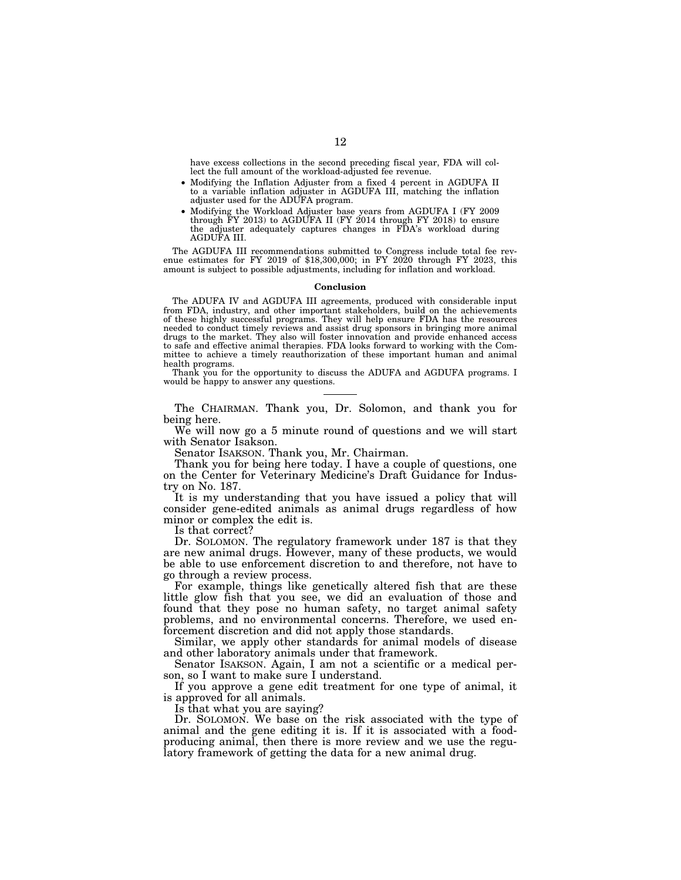have excess collections in the second preceding fiscal year, FDA will collect the full amount of the workload-adjusted fee revenue.

- Modifying the Inflation Adjuster from a fixed 4 percent in AGDUFA II to a variable inflation adjuster in AGDUFA III, matching the inflation adjuster used for the ADUFA program.
- Modifying the Workload Adjuster base years from AGDUFA I (FY 2009 through FY 2013) to AGDUFA II (FY 2014 through FY 2018) to ensure the adjuster adequately captures changes in FDA's workload during AGDUFA III.

The AGDUFA III recommendations submitted to Congress include total fee revenue estimates for FY 2019 of $18,300,000; in FY 2020 through FY 2023, this amount is subject to possible adjustments, including for inflation and workload.

**Conclusion**

The ADUFA IV and AGDUFA III agreements, produced with considerable input from FDA, industry, and other important stakeholders, build on the achievements of these highly successful programs. They will help ensure FDA has the resources needed to conduct timely reviews and assist drug sponsors in bringing more animal drugs to the market. They also will foster innovation and provide enhanced access to safe and effective animal therapies. FDA looks forward to working with the Committee to achieve a timely reauthorization of these important human and animal health programs.

Thank you for the opportunity to discuss the ADUFA and AGDUFA programs. I would be happy to answer any questions.

---

The CHAIRMAN. Thank you, Dr. Solomon, and thank you for being here.

We will now go a 5 minute round of questions and we will start with Senator Isakson.

Senator ISAKSON. Thank you, Mr. Chairman.

Thank you for being here today. I have a couple of questions, one on the Center for Veterinary Medicine's Draft Guidance for Industry on No. 187.

It is my understanding that you have issued a policy that will consider gene-edited animals as animal drugs regardless of how minor or complex the edit is.

Is that correct?

Dr. SOLOMON. The regulatory framework under 187 is that they are new animal drugs. However, many of these products, we would be able to use enforcement discretion to and therefore, not have to go through a review process.

For example, things like genetically altered fish that are these little glow fish that you see, we did an evaluation of those and found that they pose no human safety, no target animal safety problems, and no environmental concerns. Therefore, we used enforcement discretion and did not apply those standards.

Similar, we apply other standards for animal models of disease and other laboratory animals under that framework.

Senator ISAKSON. Again, I am not a scientific or a medical person, so I want to make sure I understand.

If you approve a gene edit treatment for one type of animal, it is approved for all animals.

Is that what you are saying?

Dr. SOLOMON. We base on the risk associated with the type of animal and the gene editing it is. If it is associated with a food-producing animal, then there is more review and we use the regulatory framework of getting the data for a new animal drug.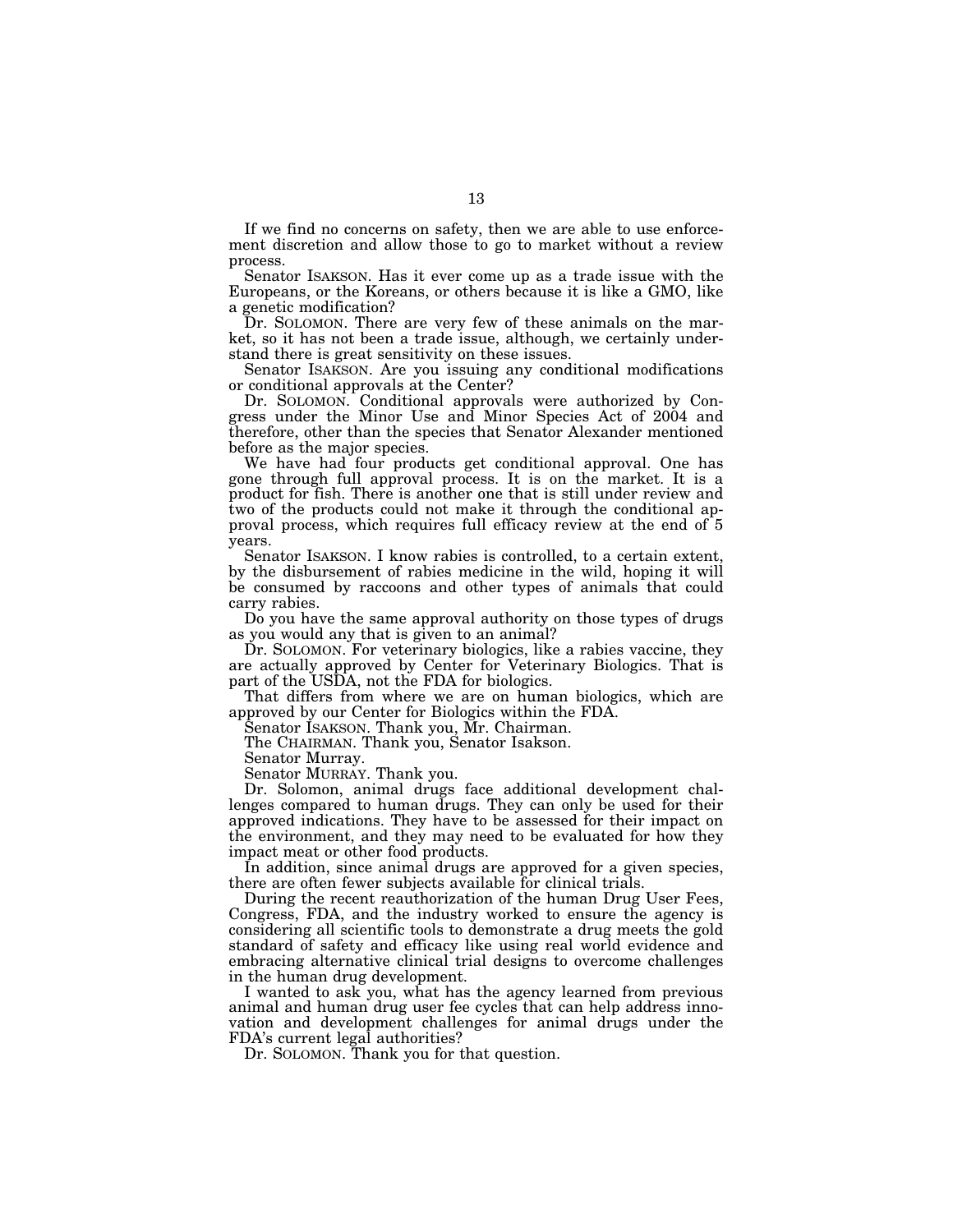If we find no concerns on safety, then we are able to use enforcement discretion and allow those to go to market without a review process.

Senator ISAKSON. Has it ever come up as a trade issue with the Europeans, or the Koreans, or others because it is like a GMO, like a genetic modification?

Dr. SOLOMON. There are very few of these animals on the market, so it has not been a trade issue, although, we certainly understand there is great sensitivity on these issues.

Senator ISAKSON. Are you issuing any conditional modifications or conditional approvals at the Center?

Dr. SOLOMON. Conditional approvals were authorized by Congress under the Minor Use and Minor Species Act of 2004 and therefore, other than the species that Senator Alexander mentioned before as the major species.

We have had four products get conditional approval. One has gone through full approval process. It is on the market. It is a product for fish. There is another one that is still under review and two of the products could not make it through the conditional approval process, which requires full efficacy review at the end of 5 years.

Senator ISAKSON. I know rabies is controlled, to a certain extent, by the disbursement of rabies medicine in the wild, hoping it will be consumed by raccoons and other types of animals that could carry rabies.

Do you have the same approval authority on those types of drugs as you would any that is given to an animal?

Dr. SOLOMON. For veterinary biologics, like a rabies vaccine, they are actually approved by Center for Veterinary Biologics. That is part of the USDA, not the FDA for biologics.

That differs from where we are on human biologics, which are approved by our Center for Biologics within the FDA.

Senator ISAKSON. Thank you, Mr. Chairman.

The CHAIRMAN. Thank you, Senator Isakson.

Senator Murray.

Senator MURRAY. Thank you.

Dr. Solomon, animal drugs face additional development challenges compared to human drugs. They can only be used for their approved indications. They have to be assessed for their impact on the environment, and they may need to be evaluated for how they impact meat or other food products.

In addition, since animal drugs are approved for a given species, there are often fewer subjects available for clinical trials.

During the recent reauthorization of the human Drug User Fees, Congress, FDA, and the industry worked to ensure the agency is considering all scientific tools to demonstrate a drug meets the gold standard of safety and efficacy like using real world evidence and embracing alternative clinical trial designs to overcome challenges in the human drug development.

I wanted to ask you, what has the agency learned from previous animal and human drug user fee cycles that can help address innovation and development challenges for animal drugs under the FDA's current legal authorities?

Dr. SOLOMON. Thank you for that question.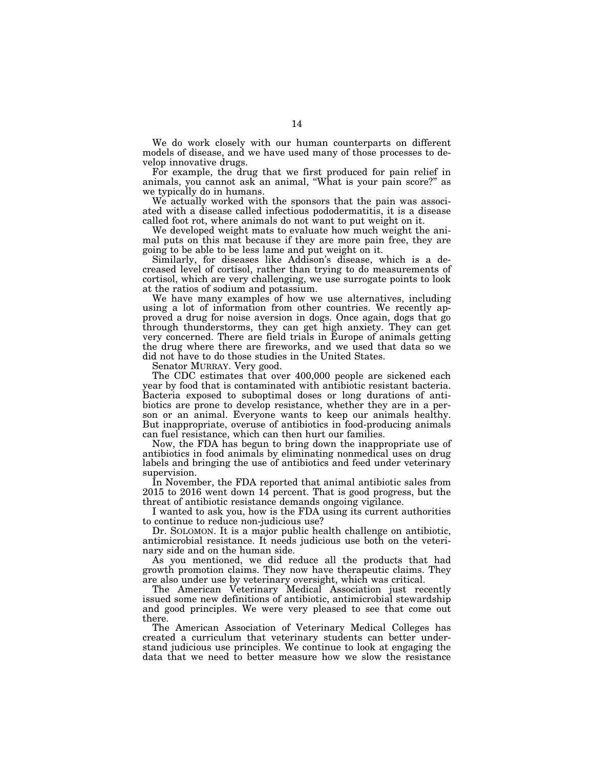We do work closely with our human counterparts on different models of disease, and we have used many of those processes to develop innovative drugs.

For example, the drug that we first produced for pain relief in animals, you cannot ask an animal, "What is your pain score?" as we typically do in humans.

We actually worked with the sponsors that the pain was associated with a disease called infectious pododermatitis, it is a disease called foot rot, where animals do not want to put weight on it.

We developed weight mats to evaluate how much weight the animal puts on this mat because if they are more pain free, they are going to be able to be less lame and put weight on it.

Similarly, for diseases like Addison's disease, which is a decreased level of cortisol, rather than trying to do measurements of cortisol, which are very challenging, we use surrogate points to look at the ratios of sodium and potassium.

We have many examples of how we use alternatives, including using a lot of information from other countries. We recently approved a drug for noise aversion in dogs. Once again, dogs that go through thunderstorms, they can get high anxiety. They can get very concerned. There are field trials in Europe of animals getting the drug where there are fireworks, and we used that data so we did not have to do those studies in the United States.

Senator MURRAY. Very good.

The CDC estimates that over 400,000 people are sickened each year by food that is contaminated with antibiotic resistant bacteria. Bacteria exposed to suboptimal doses or long durations of antibiotics are prone to develop resistance, whether they are in a person or an animal. Everyone wants to keep our animals healthy. But inappropriate, overuse of antibiotics in food-producing animals can fuel resistance, which can then hurt our families.

Now, the FDA has begun to bring down the inappropriate use of antibiotics in food animals by eliminating nonmedical uses on drug labels and bringing the use of antibiotics and feed under veterinary supervision.

In November, the FDA reported that animal antibiotic sales from 2015 to 2016 went down 14 percent. That is good progress, but the threat of antibiotic resistance demands ongoing vigilance.

I wanted to ask you, how is the FDA using its current authorities to continue to reduce non-judicious use?

Dr. SOLOMON. It is a major public health challenge on antibiotic, antimicrobial resistance. It needs judicious use both on the veterinary side and on the human side.

As you mentioned, we did reduce all the products that had growth promotion claims. They now have therapeutic claims. They are also under use by veterinary oversight, which was critical.

The American Veterinary Medical Association just recently issued some new definitions of antibiotic, antimicrobial stewardship and good principles. We were very pleased to see that come out there.

The American Association of Veterinary Medical Colleges has created a curriculum that veterinary students can better understand judicious use principles. We continue to look at engaging the data that we need to better measure how we slow the resistance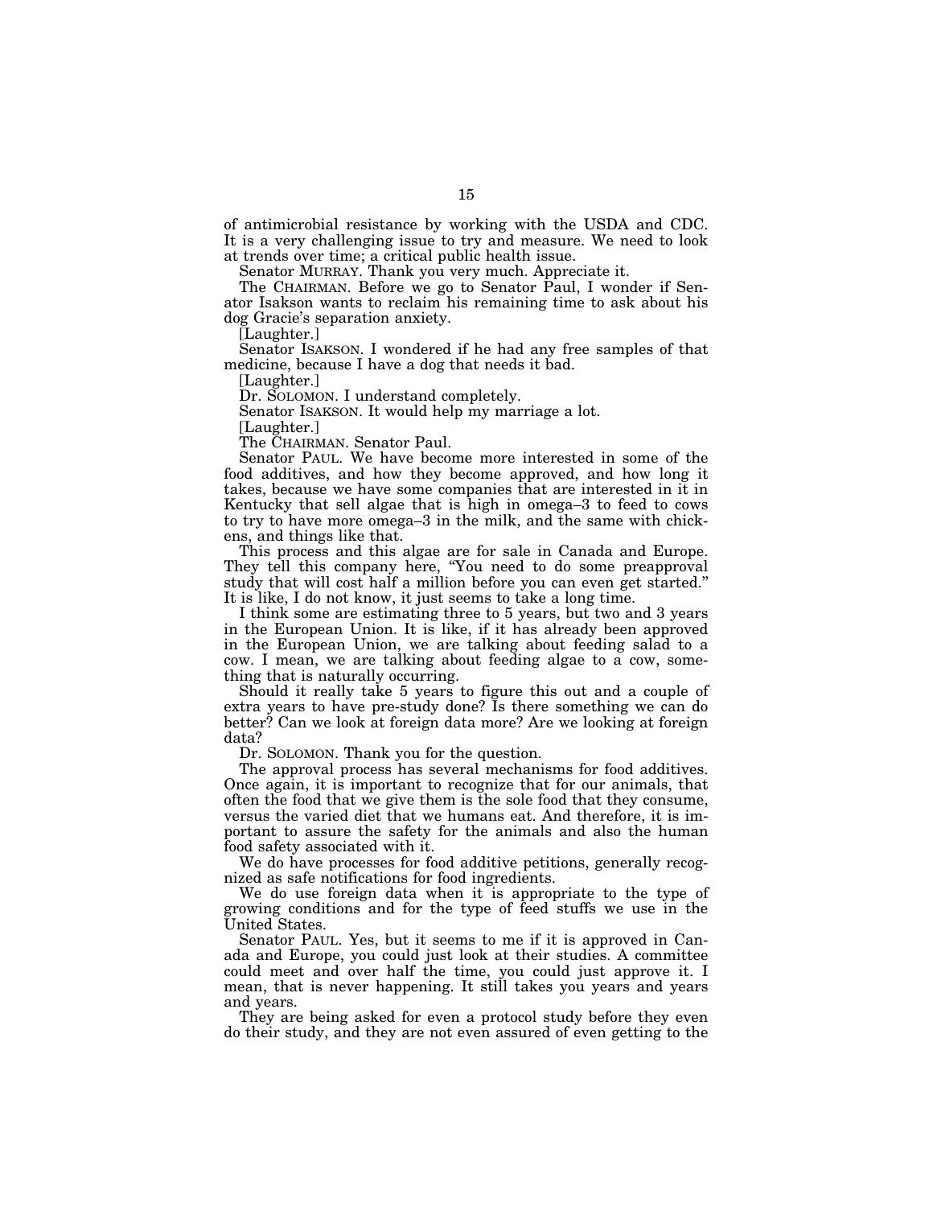of antimicrobial resistance by working with the USDA and CDC. It is a very challenging issue to try and measure. We need to look at trends over time; a critical public health issue.

Senator MURRAY. Thank you very much. Appreciate it.

The CHAIRMAN. Before we go to Senator Paul, I wonder if Senator Isakson wants to reclaim his remaining time to ask about his dog Gracie's separation anxiety.

[Laughter.]

Senator ISAKSON. I wondered if he had any free samples of that medicine, because I have a dog that needs it bad.

[Laughter.]

Dr. SOLOMON. I understand completely.

Senator ISAKSON. It would help my marriage a lot.

[Laughter.]

The CHAIRMAN. Senator Paul.

Senator PAUL. We have become more interested in some of the food additives, and how they become approved, and how long it takes, because we have some companies that are interested in it in Kentucky that sell algae that is high in omega–3 to feed to cows to try to have more omega–3 in the milk, and the same with chickens, and things like that.

This process and this algae are for sale in Canada and Europe. They tell this company here, "You need to do some preapproval study that will cost half a million before you can even get started." It is like, I do not know, it just seems to take a long time.

I think some are estimating three to 5 years, but two and 3 years in the European Union. It is like, if it has already been approved in the European Union, we are talking about feeding salad to a cow. I mean, we are talking about feeding algae to a cow, something that is naturally occurring.

Should it really take 5 years to figure this out and a couple of extra years to have pre-study done? Is there something we can do better? Can we look at foreign data more? Are we looking at foreign data?

Dr. SOLOMON. Thank you for the question.

The approval process has several mechanisms for food additives. Once again, it is important to recognize that for our animals, that often the food that we give them is the sole food that they consume, versus the varied diet that we humans eat. And therefore, it is important to assure the safety for the animals and also the human food safety associated with it.

We do have processes for food additive petitions, generally recognized as safe notifications for food ingredients.

We do use foreign data when it is appropriate to the type of growing conditions and for the type of feed stuffs we use in the United States.

Senator PAUL. Yes, but it seems to me if it is approved in Canada and Europe, you could just look at their studies. A committee could meet and over half the time, you could just approve it. I mean, that is never happening. It still takes you years and years and years.

They are being asked for even a protocol study before they even do their study, and they are not even assured of even getting to the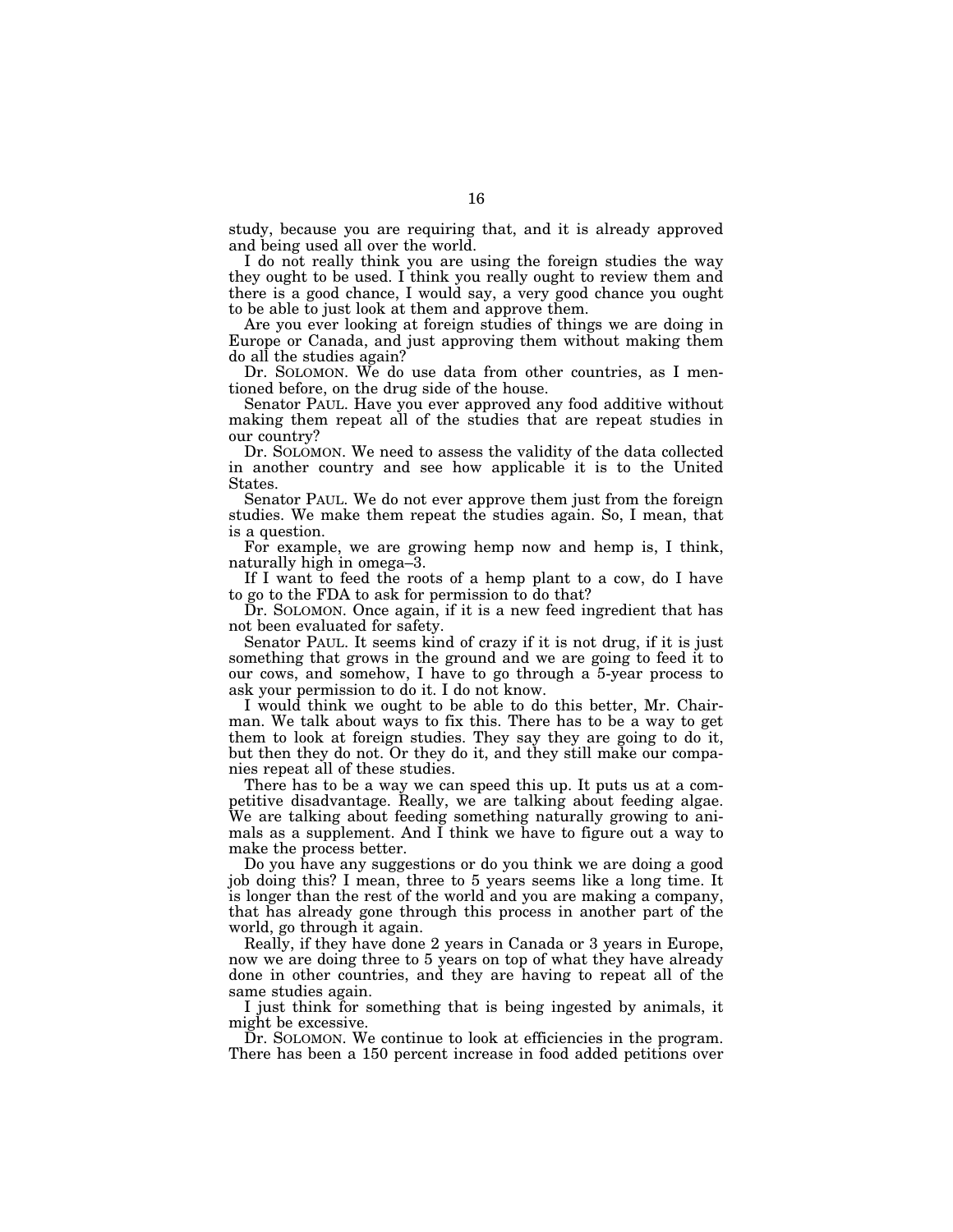study, because you are requiring that, and it is already approved and being used all over the world.

I do not really think you are using the foreign studies the way they ought to be used. I think you really ought to review them and there is a good chance, I would say, a very good chance you ought to be able to just look at them and approve them.

Are you ever looking at foreign studies of things we are doing in Europe or Canada, and just approving them without making them do all the studies again?

Dr. SOLOMON. We do use data from other countries, as I mentioned before, on the drug side of the house.

Senator PAUL. Have you ever approved any food additive without making them repeat all of the studies that are repeat studies in our country?

Dr. SOLOMON. We need to assess the validity of the data collected in another country and see how applicable it is to the United States.

Senator PAUL. We do not ever approve them just from the foreign studies. We make them repeat the studies again. So, I mean, that is a question.

For example, we are growing hemp now and hemp is, I think, naturally high in omega–3.

If I want to feed the roots of a hemp plant to a cow, do I have to go to the FDA to ask for permission to do that?

Dr. SOLOMON. Once again, if it is a new feed ingredient that has not been evaluated for safety.

Senator PAUL. It seems kind of crazy if it is not drug, if it is just something that grows in the ground and we are going to feed it to our cows, and somehow, I have to go through a 5-year process to ask your permission to do it. I do not know.

I would think we ought to be able to do this better, Mr. Chairman. We talk about ways to fix this. There has to be a way to get them to look at foreign studies. They say they are going to do it, but then they do not. Or they do it, and they still make our companies repeat all of these studies.

There has to be a way we can speed this up. It puts us at a competitive disadvantage. Really, we are talking about feeding algae. We are talking about feeding something naturally growing to animals as a supplement. And I think we have to figure out a way to make the process better.

Do you have any suggestions or do you think we are doing a good job doing this? I mean, three to 5 years seems like a long time. It is longer than the rest of the world and you are making a company, that has already gone through this process in another part of the world, go through it again.

Really, if they have done 2 years in Canada or 3 years in Europe, now we are doing three to 5 years on top of what they have already done in other countries, and they are having to repeat all of the same studies again.

I just think for something that is being ingested by animals, it might be excessive.

Dr. SOLOMON. We continue to look at efficiencies in the program. There has been a 150 percent increase in food added petitions over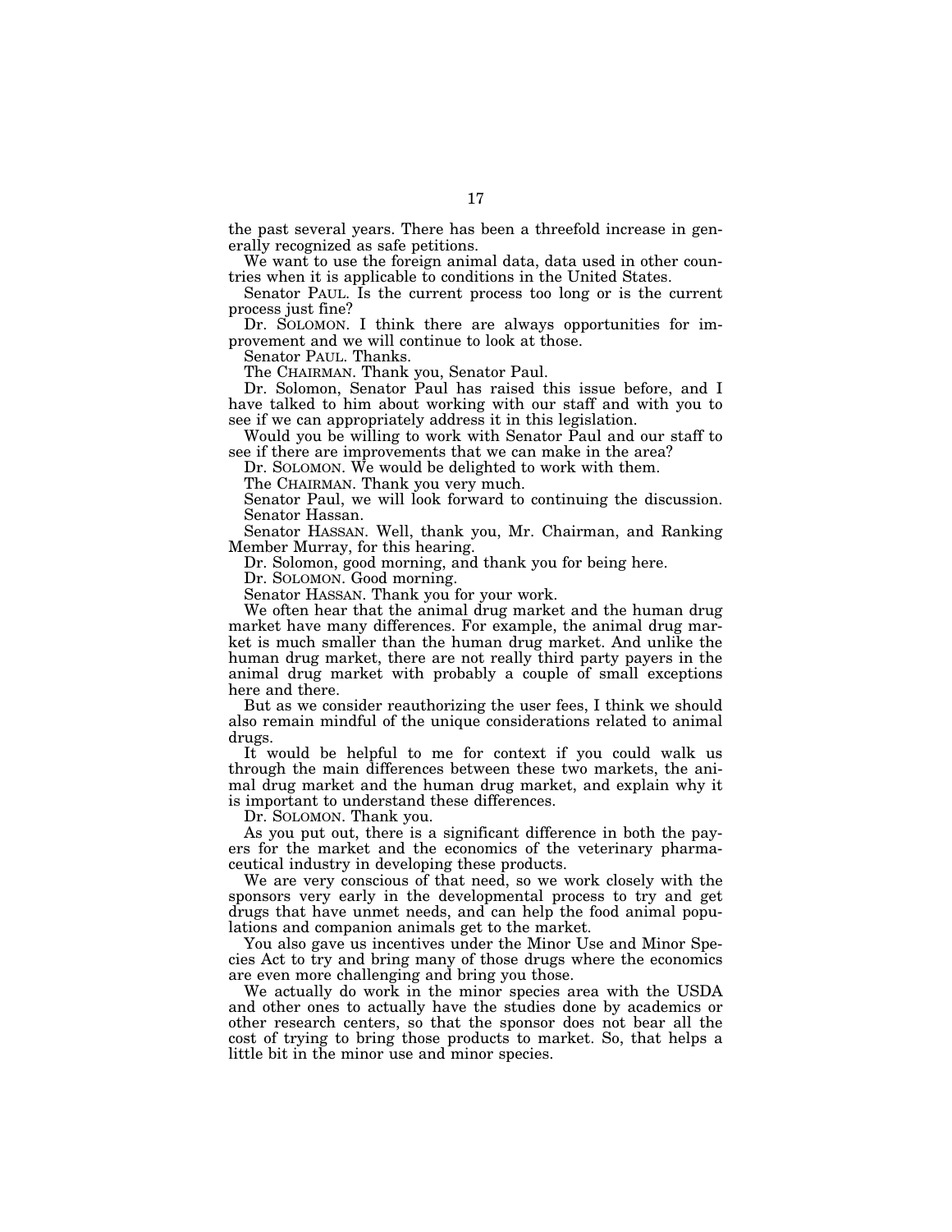the past several years. There has been a threefold increase in generally recognized as safe petitions.

We want to use the foreign animal data, data used in other countries when it is applicable to conditions in the United States.

Senator PAUL. Is the current process too long or is the current process just fine?

Dr. SOLOMON. I think there are always opportunities for improvement and we will continue to look at those.

Senator PAUL. Thanks.

The CHAIRMAN. Thank you, Senator Paul.

Dr. Solomon, Senator Paul has raised this issue before, and I have talked to him about working with our staff and with you to see if we can appropriately address it in this legislation.

Would you be willing to work with Senator Paul and our staff to see if there are improvements that we can make in the area?

Dr. SOLOMON. We would be delighted to work with them.

The CHAIRMAN. Thank you very much.

Senator Paul, we will look forward to continuing the discussion. Senator Hassan.

Senator HASSAN. Well, thank you, Mr. Chairman, and Ranking Member Murray, for this hearing.

Dr. Solomon, good morning, and thank you for being here.

Dr. SOLOMON. Good morning.

Senator HASSAN. Thank you for your work.

We often hear that the animal drug market and the human drug market have many differences. For example, the animal drug market is much smaller than the human drug market. And unlike the human drug market, there are not really third party payers in the animal drug market with probably a couple of small exceptions here and there.

But as we consider reauthorizing the user fees, I think we should also remain mindful of the unique considerations related to animal drugs.

It would be helpful to me for context if you could walk us through the main differences between these two markets, the animal drug market and the human drug market, and explain why it is important to understand these differences.

Dr. SOLOMON. Thank you.

As you put out, there is a significant difference in both the payers for the market and the economics of the veterinary pharmaceutical industry in developing these products.

We are very conscious of that need, so we work closely with the sponsors very early in the developmental process to try and get drugs that have unmet needs, and can help the food animal populations and companion animals get to the market.

You also gave us incentives under the Minor Use and Minor Species Act to try and bring many of those drugs where the economics are even more challenging and bring you those.

We actually do work in the minor species area with the USDA and other ones to actually have the studies done by academics or other research centers, so that the sponsor does not bear all the cost of trying to bring those products to market. So, that helps a little bit in the minor use and minor species.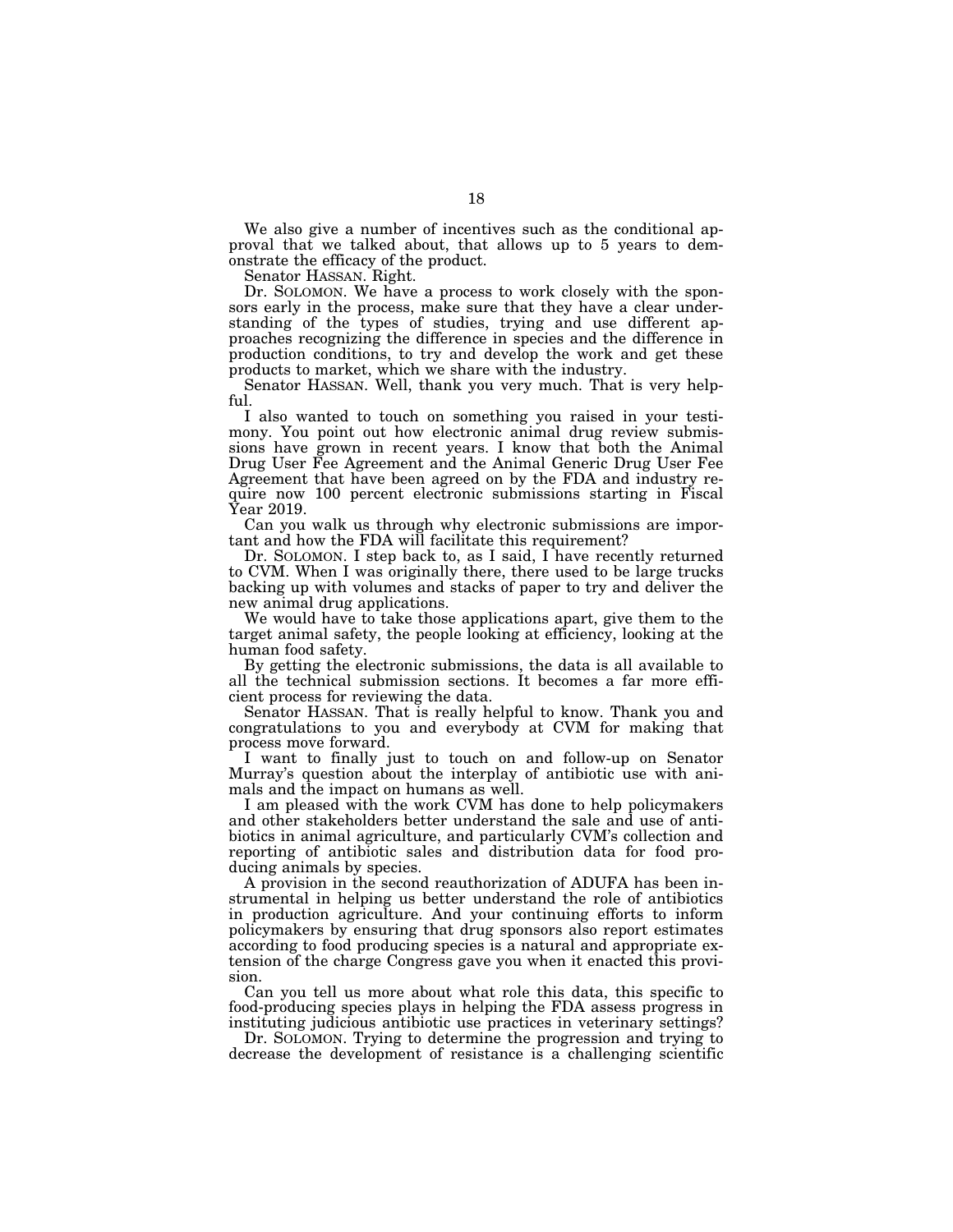We also give a number of incentives such as the conditional approval that we talked about, that allows up to 5 years to demonstrate the efficacy of the product.

Senator HASSAN. Right.

Dr. SOLOMON. We have a process to work closely with the sponsors early in the process, make sure that they have a clear understanding of the types of studies, trying and use different approaches recognizing the difference in species and the difference in production conditions, to try and develop the work and get these products to market, which we share with the industry.

Senator HASSAN. Well, thank you very much. That is very helpful.

I also wanted to touch on something you raised in your testimony. You point out how electronic animal drug review submissions have grown in recent years. I know that both the Animal Drug User Fee Agreement and the Animal Generic Drug User Fee Agreement that have been agreed on by the FDA and industry require now 100 percent electronic submissions starting in Fiscal Year 2019.

Can you walk us through why electronic submissions are important and how the FDA will facilitate this requirement?

Dr. SOLOMON. I step back to, as I said, I have recently returned to CVM. When I was originally there, there used to be large trucks backing up with volumes and stacks of paper to try and deliver the new animal drug applications.

We would have to take those applications apart, give them to the target animal safety, the people looking at efficiency, looking at the human food safety.

By getting the electronic submissions, the data is all available to all the technical submission sections. It becomes a far more efficient process for reviewing the data.

Senator HASSAN. That is really helpful to know. Thank you and congratulations to you and everybody at CVM for making that process move forward.

I want to finally just to touch on and follow-up on Senator Murray's question about the interplay of antibiotic use with animals and the impact on humans as well.

I am pleased with the work CVM has done to help policymakers and other stakeholders better understand the sale and use of antibiotics in animal agriculture, and particularly CVM's collection and reporting of antibiotic sales and distribution data for food producing animals by species.

A provision in the second reauthorization of ADUFA has been instrumental in helping us better understand the role of antibiotics in production agriculture. And your continuing efforts to inform policymakers by ensuring that drug sponsors also report estimates according to food producing species is a natural and appropriate extension of the charge Congress gave you when it enacted this provision.

Can you tell us more about what role this data, this specific to food-producing species plays in helping the FDA assess progress in instituting judicious antibiotic use practices in veterinary settings?

Dr. SOLOMON. Trying to determine the progression and trying to decrease the development of resistance is a challenging scientific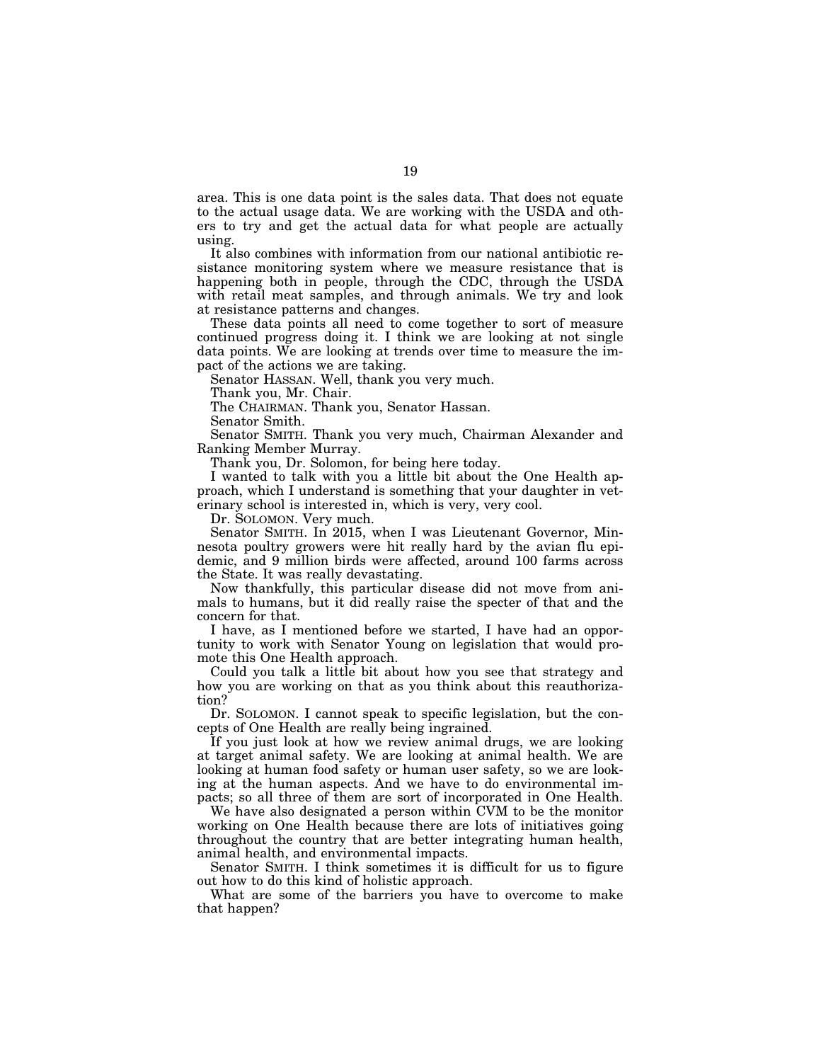area. This is one data point is the sales data. That does not equate to the actual usage data. We are working with the USDA and others to try and get the actual data for what people are actually using.

It also combines with information from our national antibiotic resistance monitoring system where we measure resistance that is happening both in people, through the CDC, through the USDA with retail meat samples, and through animals. We try and look at resistance patterns and changes.

These data points all need to come together to sort of measure continued progress doing it. I think we are looking at not single data points. We are looking at trends over time to measure the impact of the actions we are taking.

Senator HASSAN. Well, thank you very much.

Thank you, Mr. Chair.

The CHAIRMAN. Thank you, Senator Hassan.

Senator Smith.

Senator SMITH. Thank you very much, Chairman Alexander and Ranking Member Murray.

Thank you, Dr. Solomon, for being here today.

I wanted to talk with you a little bit about the One Health approach, which I understand is something that your daughter in veterinary school is interested in, which is very, very cool.

Dr. SOLOMON. Very much.

Senator SMITH. In 2015, when I was Lieutenant Governor, Minnesota poultry growers were hit really hard by the avian flu epidemic, and 9 million birds were affected, around 100 farms across the State. It was really devastating.

Now thankfully, this particular disease did not move from animals to humans, but it did really raise the specter of that and the concern for that.

I have, as I mentioned before we started, I have had an opportunity to work with Senator Young on legislation that would promote this One Health approach.

Could you talk a little bit about how you see that strategy and how you are working on that as you think about this reauthorization?

Dr. SOLOMON. I cannot speak to specific legislation, but the concepts of One Health are really being ingrained.

If you just look at how we review animal drugs, we are looking at target animal safety. We are looking at animal health. We are looking at human food safety or human user safety, so we are looking at the human aspects. And we have to do environmental impacts; so all three of them are sort of incorporated in One Health.

We have also designated a person within CVM to be the monitor working on One Health because there are lots of initiatives going throughout the country that are better integrating human health, animal health, and environmental impacts.

Senator SMITH. I think sometimes it is difficult for us to figure out how to do this kind of holistic approach.

What are some of the barriers you have to overcome to make that happen?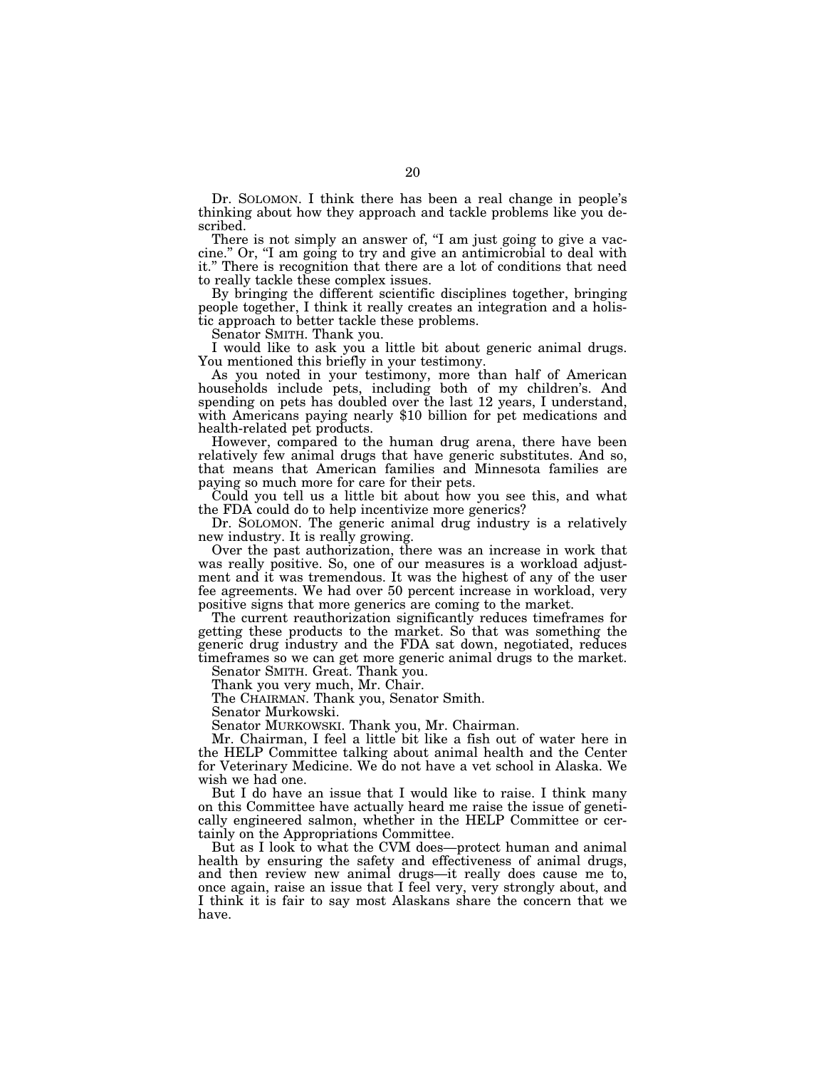Dr. SOLOMON. I think there has been a real change in people's thinking about how they approach and tackle problems like you described.

There is not simply an answer of, "I am just going to give a vaccine." Or, "I am going to try and give an antimicrobial to deal with it." There is recognition that there are a lot of conditions that need to really tackle these complex issues.

By bringing the different scientific disciplines together, bringing people together, I think it really creates an integration and a holistic approach to better tackle these problems.

Senator SMITH. Thank you.

I would like to ask you a little bit about generic animal drugs. You mentioned this briefly in your testimony.

As you noted in your testimony, more than half of American households include pets, including both of my children's. And spending on pets has doubled over the last 12 years, I understand, with Americans paying nearly $10 billion for pet medications and health-related pet products.

However, compared to the human drug arena, there have been relatively few animal drugs that have generic substitutes. And so, that means that American families and Minnesota families are paying so much more for care for their pets.

Could you tell us a little bit about how you see this, and what the FDA could do to help incentivize more generics?

Dr. SOLOMON. The generic animal drug industry is a relatively new industry. It is really growing.

Over the past authorization, there was an increase in work that was really positive. So, one of our measures is a workload adjustment and it was tremendous. It was the highest of any of the user fee agreements. We had over 50 percent increase in workload, very positive signs that more generics are coming to the market.

The current reauthorization significantly reduces timeframes for getting these products to the market. So that was something the generic drug industry and the FDA sat down, negotiated, reduces timeframes so we can get more generic animal drugs to the market.

Senator SMITH. Great. Thank you.

Thank you very much, Mr. Chair.

The CHAIRMAN. Thank you, Senator Smith.

Senator Murkowski.

Senator MURKOWSKI. Thank you, Mr. Chairman.

Mr. Chairman, I feel a little bit like a fish out of water here in the HELP Committee talking about animal health and the Center for Veterinary Medicine. We do not have a vet school in Alaska. We wish we had one.

But I do have an issue that I would like to raise. I think many on this Committee have actually heard me raise the issue of genetically engineered salmon, whether in the HELP Committee or certainly on the Appropriations Committee.

But as I look to what the CVM does—protect human and animal health by ensuring the safety and effectiveness of animal drugs, and then review new animal drugs—it really does cause me to, once again, raise an issue that I feel very, very strongly about, and I think it is fair to say most Alaskans share the concern that we have.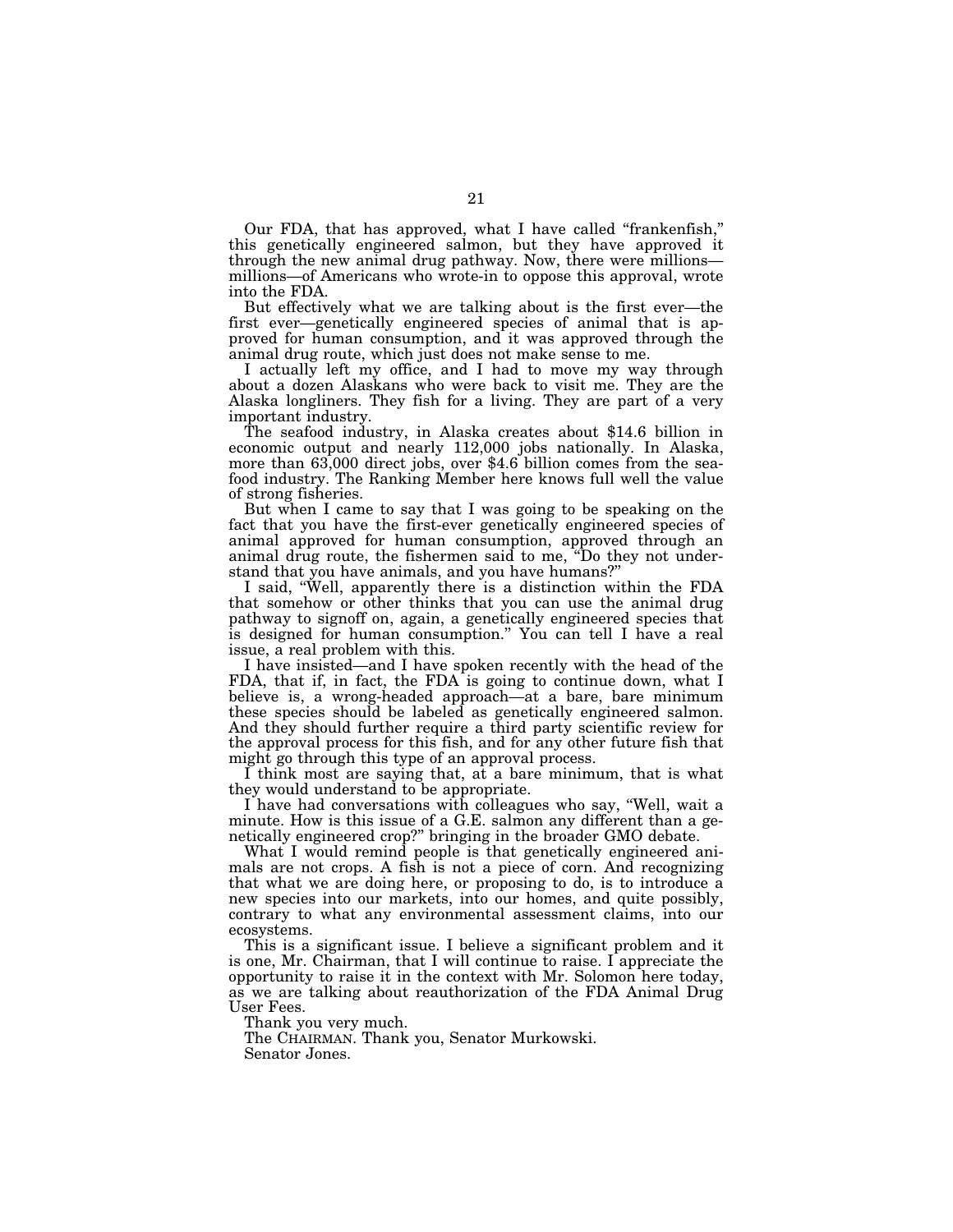Our FDA, that has approved, what I have called "frankenfish," this genetically engineered salmon, but they have approved it through the new animal drug pathway. Now, there were millions—millions—of Americans who wrote-in to oppose this approval, wrote into the FDA.

But effectively what we are talking about is the first ever—the first ever—genetically engineered species of animal that is approved for human consumption, and it was approved through the animal drug route, which just does not make sense to me.

I actually left my office, and I had to move my way through about a dozen Alaskans who were back to visit me. They are the Alaska longliners. They fish for a living. They are part of a very important industry.

The seafood industry, in Alaska creates about $14.6 billion in economic output and nearly 112,000 jobs nationally. In Alaska, more than 63,000 direct jobs, over $4.6 billion comes from the seafood industry. The Ranking Member here knows full well the value of strong fisheries.

But when I came to say that I was going to be speaking on the fact that you have the first-ever genetically engineered species of animal approved for human consumption, approved through an animal drug route, the fishermen said to me, "Do they not understand that you have animals, and you have humans?"

I said, "Well, apparently there is a distinction within the FDA that somehow or other thinks that you can use the animal drug pathway to signoff on, again, a genetically engineered species that is designed for human consumption." You can tell I have a real issue, a real problem with this.

I have insisted—and I have spoken recently with the head of the FDA, that if, in fact, the FDA is going to continue down, what I believe is, a wrong-headed approach—at a bare, bare minimum these species should be labeled as genetically engineered salmon. And they should further require a third party scientific review for the approval process for this fish, and for any other future fish that might go through this type of an approval process.

I think most are saying that, at a bare minimum, that is what they would understand to be appropriate.

I have had conversations with colleagues who say, "Well, wait a minute. How is this issue of a G.E. salmon any different than a genetically engineered crop?" bringing in the broader GMO debate.

What I would remind people is that genetically engineered animals are not crops. A fish is not a piece of corn. And recognizing that what we are doing here, or proposing to do, is to introduce a new species into our markets, into our homes, and quite possibly, contrary to what any environmental assessment claims, into our ecosystems.

This is a significant issue. I believe a significant problem and it is one, Mr. Chairman, that I will continue to raise. I appreciate the opportunity to raise it in the context with Mr. Solomon here today, as we are talking about reauthorization of the FDA Animal Drug User Fees.

Thank you very much.

The CHAIRMAN. Thank you, Senator Murkowski.

Senator Jones.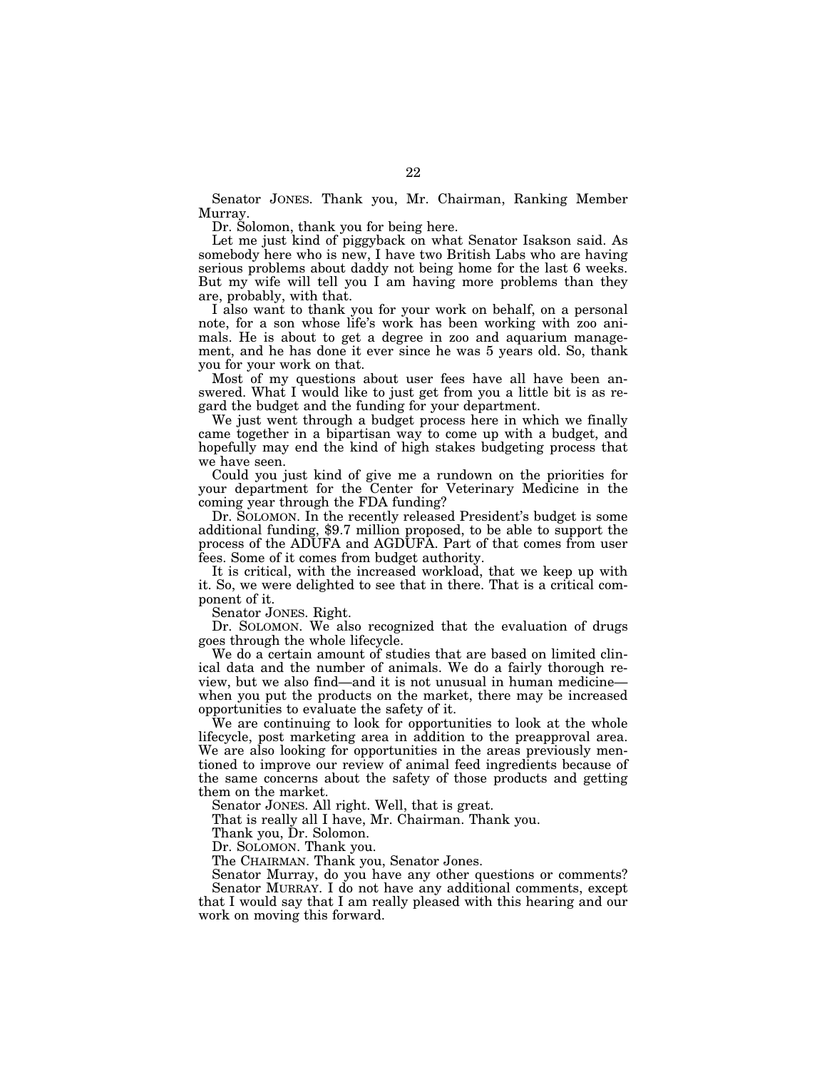Senator JONES. Thank you, Mr. Chairman, Ranking Member Murray.

Dr. Solomon, thank you for being here.

Let me just kind of piggyback on what Senator Isakson said. As somebody here who is new, I have two British Labs who are having serious problems about daddy not being home for the last 6 weeks. But my wife will tell you I am having more problems than they are, probably, with that.

I also want to thank you for your work on behalf, on a personal note, for a son whose life's work has been working with zoo animals. He is about to get a degree in zoo and aquarium management, and he has done it ever since he was 5 years old. So, thank you for your work on that.

Most of my questions about user fees have all have been answered. What I would like to just get from you a little bit is as regard the budget and the funding for your department.

We just went through a budget process here in which we finally came together in a bipartisan way to come up with a budget, and hopefully may end the kind of high stakes budgeting process that we have seen.

Could you just kind of give me a rundown on the priorities for your department for the Center for Veterinary Medicine in the coming year through the FDA funding?

Dr. SOLOMON. In the recently released President's budget is some additional funding, $9.7 million proposed, to be able to support the process of the ADUFA and AGDUFA. Part of that comes from user fees. Some of it comes from budget authority.

It is critical, with the increased workload, that we keep up with it. So, we were delighted to see that in there. That is a critical component of it.

Senator JONES. Right.

Dr. SOLOMON. We also recognized that the evaluation of drugs goes through the whole lifecycle.

We do a certain amount of studies that are based on limited clinical data and the number of animals. We do a fairly thorough review, but we also find—and it is not unusual in human medicine—when you put the products on the market, there may be increased opportunities to evaluate the safety of it.

We are continuing to look for opportunities to look at the whole lifecycle, post marketing area in addition to the preapproval area. We are also looking for opportunities in the areas previously mentioned to improve our review of animal feed ingredients because of the same concerns about the safety of those products and getting them on the market.

Senator JONES. All right. Well, that is great.

That is really all I have, Mr. Chairman. Thank you.

Thank you, Dr. Solomon.

Dr. SOLOMON. Thank you.

The CHAIRMAN. Thank you, Senator Jones.

Senator Murray, do you have any other questions or comments?

Senator MURRAY. I do not have any additional comments, except that I would say that I am really pleased with this hearing and our work on moving this forward.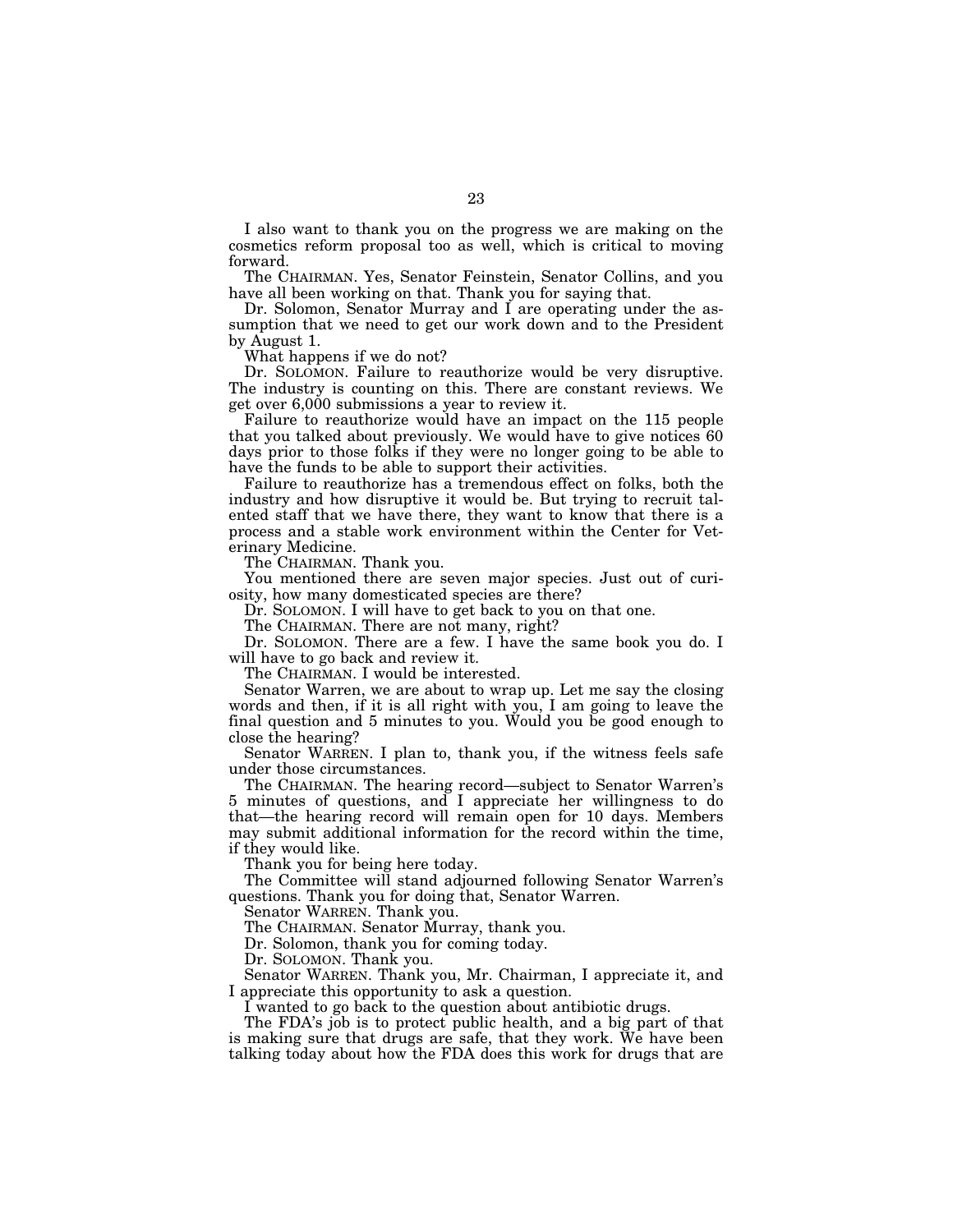I also want to thank you on the progress we are making on the cosmetics reform proposal too as well, which is critical to moving forward.

The CHAIRMAN. Yes, Senator Feinstein, Senator Collins, and you have all been working on that. Thank you for saying that.

Dr. Solomon, Senator Murray and I are operating under the assumption that we need to get our work down and to the President by August 1.

What happens if we do not?

Dr. SOLOMON. Failure to reauthorize would be very disruptive. The industry is counting on this. There are constant reviews. We get over 6,000 submissions a year to review it.

Failure to reauthorize would have an impact on the 115 people that you talked about previously. We would have to give notices 60 days prior to those folks if they were no longer going to be able to have the funds to be able to support their activities.

Failure to reauthorize has a tremendous effect on folks, both the industry and how disruptive it would be. But trying to recruit talented staff that we have there, they want to know that there is a process and a stable work environment within the Center for Veterinary Medicine.

The CHAIRMAN. Thank you.

You mentioned there are seven major species. Just out of curiosity, how many domesticated species are there?

Dr. SOLOMON. I will have to get back to you on that one.

The CHAIRMAN. There are not many, right?

Dr. SOLOMON. There are a few. I have the same book you do. I will have to go back and review it.

The CHAIRMAN. I would be interested.

Senator Warren, we are about to wrap up. Let me say the closing words and then, if it is all right with you, I am going to leave the final question and 5 minutes to you. Would you be good enough to close the hearing?

Senator WARREN. I plan to, thank you, if the witness feels safe under those circumstances.

The CHAIRMAN. The hearing record—subject to Senator Warren's 5 minutes of questions, and I appreciate her willingness to do that—the hearing record will remain open for 10 days. Members may submit additional information for the record within the time, if they would like.

Thank you for being here today.

The Committee will stand adjourned following Senator Warren's questions. Thank you for doing that, Senator Warren.

Senator WARREN. Thank you.

The CHAIRMAN. Senator Murray, thank you.

Dr. Solomon, thank you for coming today.

Dr. SOLOMON. Thank you.

Senator WARREN. Thank you, Mr. Chairman, I appreciate it, and I appreciate this opportunity to ask a question.

I wanted to go back to the question about antibiotic drugs.

The FDA's job is to protect public health, and a big part of that is making sure that drugs are safe, that they work. We have been talking today about how the FDA does this work for drugs that are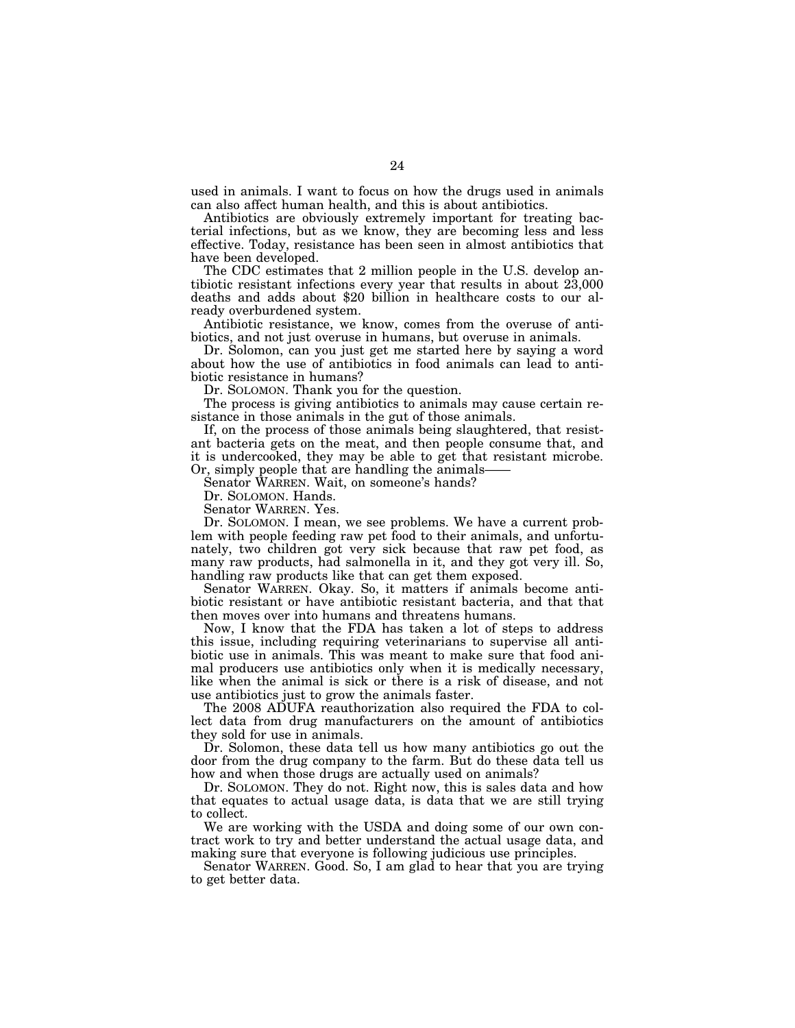used in animals. I want to focus on how the drugs used in animals can also affect human health, and this is about antibiotics.

Antibiotics are obviously extremely important for treating bacterial infections, but as we know, they are becoming less and less effective. Today, resistance has been seen in almost antibiotics that have been developed.

The CDC estimates that 2 million people in the U.S. develop antibiotic resistant infections every year that results in about 23,000 deaths and adds about $20 billion in healthcare costs to our already overburdened system.

Antibiotic resistance, we know, comes from the overuse of antibiotics, and not just overuse in humans, but overuse in animals.

Dr. Solomon, can you just get me started here by saying a word about how the use of antibiotics in food animals can lead to antibiotic resistance in humans?

Dr. SOLOMON. Thank you for the question.

The process is giving antibiotics to animals may cause certain resistance in those animals in the gut of those animals.

If, on the process of those animals being slaughtered, that resistant bacteria gets on the meat, and then people consume that, and it is undercooked, they may be able to get that resistant microbe. Or, simply people that are handling the animals——

Senator WARREN. Wait, on someone's hands?

Dr. SOLOMON. Hands.

Senator WARREN. Yes.

Dr. SOLOMON. I mean, we see problems. We have a current problem with people feeding raw pet food to their animals, and unfortunately, two children got very sick because that raw pet food, as many raw products, had salmonella in it, and they got very ill. So, handling raw products like that can get them exposed.

Senator WARREN. Okay. So, it matters if animals become antibiotic resistant or have antibiotic resistant bacteria, and that that then moves over into humans and threatens humans.

Now, I know that the FDA has taken a lot of steps to address this issue, including requiring veterinarians to supervise all antibiotic use in animals. This was meant to make sure that food animal producers use antibiotics only when it is medically necessary, like when the animal is sick or there is a risk of disease, and not use antibiotics just to grow the animals faster.

The 2008 ADUFA reauthorization also required the FDA to collect data from drug manufacturers on the amount of antibiotics they sold for use in animals.

Dr. Solomon, these data tell us how many antibiotics go out the door from the drug company to the farm. But do these data tell us how and when those drugs are actually used on animals?

Dr. SOLOMON. They do not. Right now, this is sales data and how that equates to actual usage data, is data that we are still trying to collect.

We are working with the USDA and doing some of our own contract work to try and better understand the actual usage data, and making sure that everyone is following judicious use principles.

Senator WARREN. Good. So, I am glad to hear that you are trying to get better data.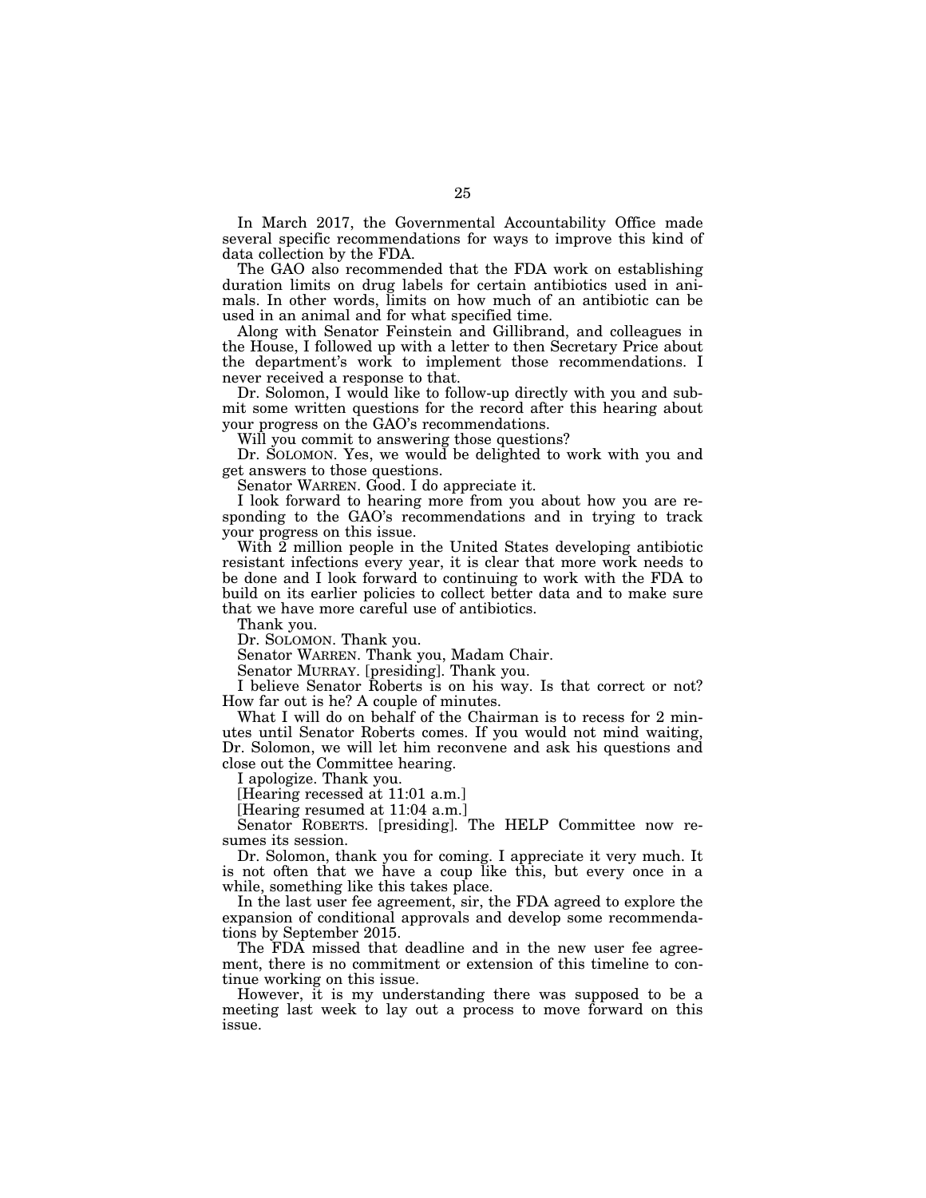In March 2017, the Governmental Accountability Office made several specific recommendations for ways to improve this kind of data collection by the FDA.

The GAO also recommended that the FDA work on establishing duration limits on drug labels for certain antibiotics used in animals. In other words, limits on how much of an antibiotic can be used in an animal and for what specified time.

Along with Senator Feinstein and Gillibrand, and colleagues in the House, I followed up with a letter to then Secretary Price about the department's work to implement those recommendations. I never received a response to that.

Dr. Solomon, I would like to follow-up directly with you and submit some written questions for the record after this hearing about your progress on the GAO's recommendations.

Will you commit to answering those questions?

Dr. SOLOMON. Yes, we would be delighted to work with you and get answers to those questions.

Senator WARREN. Good. I do appreciate it.

I look forward to hearing more from you about how you are responding to the GAO's recommendations and in trying to track your progress on this issue.

With 2 million people in the United States developing antibiotic resistant infections every year, it is clear that more work needs to be done and I look forward to continuing to work with the FDA to build on its earlier policies to collect better data and to make sure that we have more careful use of antibiotics.

Thank you.

Dr. SOLOMON. Thank you.

Senator WARREN. Thank you, Madam Chair.

Senator MURRAY. [presiding]. Thank you.

I believe Senator Roberts is on his way. Is that correct or not? How far out is he? A couple of minutes.

What I will do on behalf of the Chairman is to recess for 2 minutes until Senator Roberts comes. If you would not mind waiting, Dr. Solomon, we will let him reconvene and ask his questions and close out the Committee hearing.

I apologize. Thank you.

[Hearing recessed at 11:01 a.m.]

[Hearing resumed at 11:04 a.m.]

Senator ROBERTS. [presiding]. The HELP Committee now resumes its session.

Dr. Solomon, thank you for coming. I appreciate it very much. It is not often that we have a coup like this, but every once in a while, something like this takes place.

In the last user fee agreement, sir, the FDA agreed to explore the expansion of conditional approvals and develop some recommendations by September 2015.

The FDA missed that deadline and in the new user fee agreement, there is no commitment or extension of this timeline to continue working on this issue.

However, it is my understanding there was supposed to be a meeting last week to lay out a process to move forward on this issue.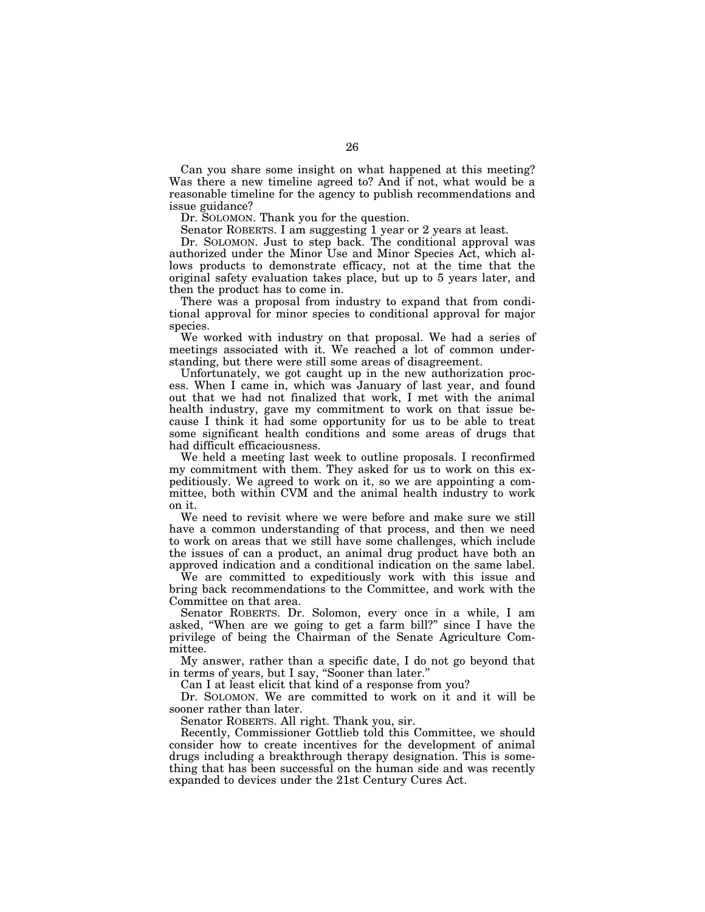Can you share some insight on what happened at this meeting? Was there a new timeline agreed to? And if not, what would be a reasonable timeline for the agency to publish recommendations and issue guidance?

Dr. SOLOMON. Thank you for the question.

Senator ROBERTS. I am suggesting 1 year or 2 years at least.

Dr. SOLOMON. Just to step back. The conditional approval was authorized under the Minor Use and Minor Species Act, which allows products to demonstrate efficacy, not at the time that the original safety evaluation takes place, but up to 5 years later, and then the product has to come in.

There was a proposal from industry to expand that from conditional approval for minor species to conditional approval for major species.

We worked with industry on that proposal. We had a series of meetings associated with it. We reached a lot of common understanding, but there were still some areas of disagreement.

Unfortunately, we got caught up in the new authorization process. When I came in, which was January of last year, and found out that we had not finalized that work, I met with the animal health industry, gave my commitment to work on that issue because I think it had some opportunity for us to be able to treat some significant health conditions and some areas of drugs that had difficult efficaciousness.

We held a meeting last week to outline proposals. I reconfirmed my commitment with them. They asked for us to work on this expeditiously. We agreed to work on it, so we are appointing a committee, both within CVM and the animal health industry to work on it.

We need to revisit where we were before and make sure we still have a common understanding of that process, and then we need to work on areas that we still have some challenges, which include the issues of can a product, an animal drug product have both an approved indication and a conditional indication on the same label.

We are committed to expeditiously work with this issue and bring back recommendations to the Committee, and work with the Committee on that area.

Senator ROBERTS. Dr. Solomon, every once in a while, I am asked, "When are we going to get a farm bill?" since I have the privilege of being the Chairman of the Senate Agriculture Committee.

My answer, rather than a specific date, I do not go beyond that in terms of years, but I say, "Sooner than later."

Can I at least elicit that kind of a response from you?

Dr. SOLOMON. We are committed to work on it and it will be sooner rather than later.

Senator ROBERTS. All right. Thank you, sir.

Recently, Commissioner Gottlieb told this Committee, we should consider how to create incentives for the development of animal drugs including a breakthrough therapy designation. This is something that has been successful on the human side and was recently expanded to devices under the 21st Century Cures Act.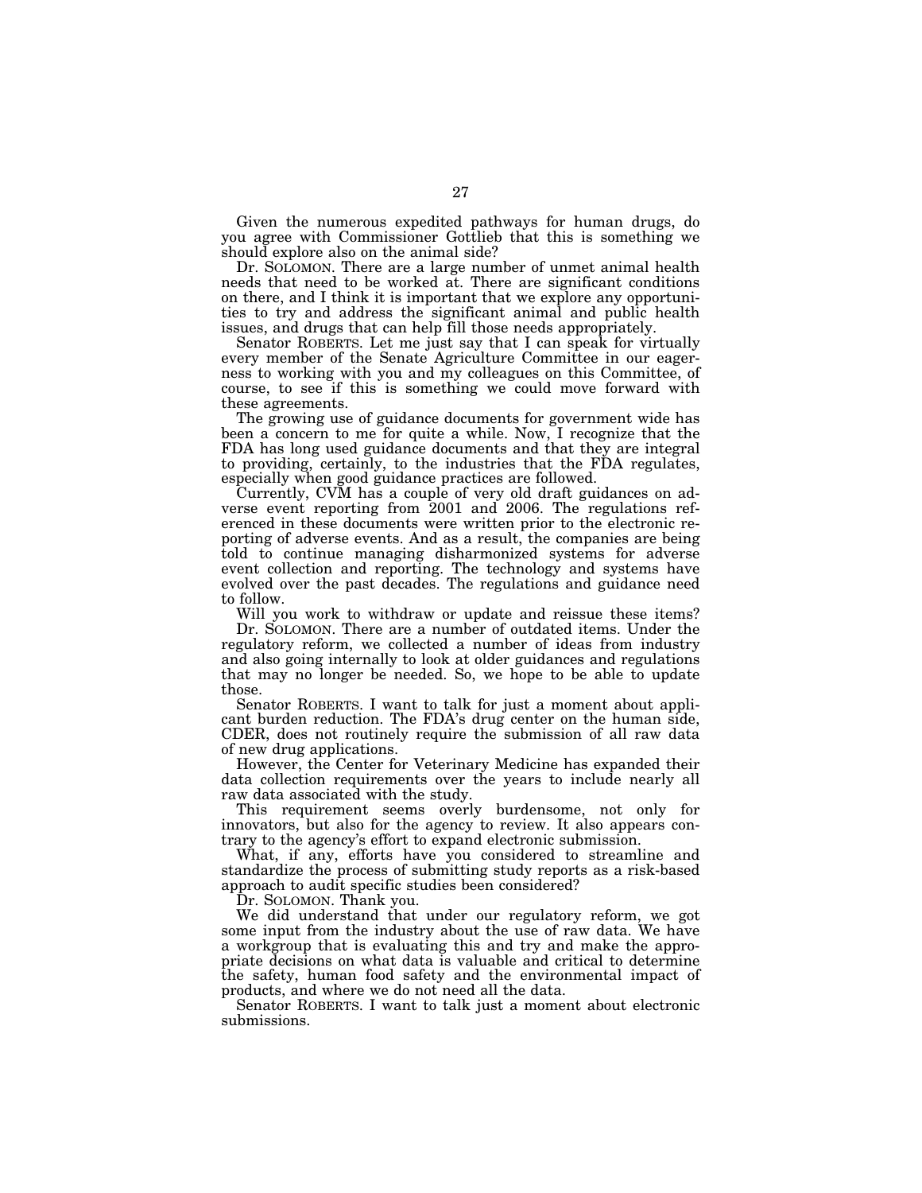Given the numerous expedited pathways for human drugs, do you agree with Commissioner Gottlieb that this is something we should explore also on the animal side?

Dr. SOLOMON. There are a large number of unmet animal health needs that need to be worked at. There are significant conditions on there, and I think it is important that we explore any opportunities to try and address the significant animal and public health issues, and drugs that can help fill those needs appropriately.

Senator ROBERTS. Let me just say that I can speak for virtually every member of the Senate Agriculture Committee in our eagerness to working with you and my colleagues on this Committee, of course, to see if this is something we could move forward with these agreements.

The growing use of guidance documents for government wide has been a concern to me for quite a while. Now, I recognize that the FDA has long used guidance documents and that they are integral to providing, certainly, to the industries that the FDA regulates, especially when good guidance practices are followed.

Currently, CVM has a couple of very old draft guidances on adverse event reporting from 2001 and 2006. The regulations referenced in these documents were written prior to the electronic reporting of adverse events. And as a result, the companies are being told to continue managing disharmonized systems for adverse event collection and reporting. The technology and systems have evolved over the past decades. The regulations and guidance need to follow.

Will you work to withdraw or update and reissue these items?

Dr. SOLOMON. There are a number of outdated items. Under the regulatory reform, we collected a number of ideas from industry and also going internally to look at older guidances and regulations that may no longer be needed. So, we hope to be able to update those.

Senator ROBERTS. I want to talk for just a moment about applicant burden reduction. The FDA's drug center on the human side, CDER, does not routinely require the submission of all raw data of new drug applications.

However, the Center for Veterinary Medicine has expanded their data collection requirements over the years to include nearly all raw data associated with the study.

This requirement seems overly burdensome, not only for innovators, but also for the agency to review. It also appears contrary to the agency's effort to expand electronic submission.

What, if any, efforts have you considered to streamline and standardize the process of submitting study reports as a risk-based approach to audit specific studies been considered?

Dr. SOLOMON. Thank you.

We did understand that under our regulatory reform, we got some input from the industry about the use of raw data. We have a workgroup that is evaluating this and try and make the appropriate decisions on what data is valuable and critical to determine the safety, human food safety and the environmental impact of products, and where we do not need all the data.

Senator ROBERTS. I want to talk just a moment about electronic submissions.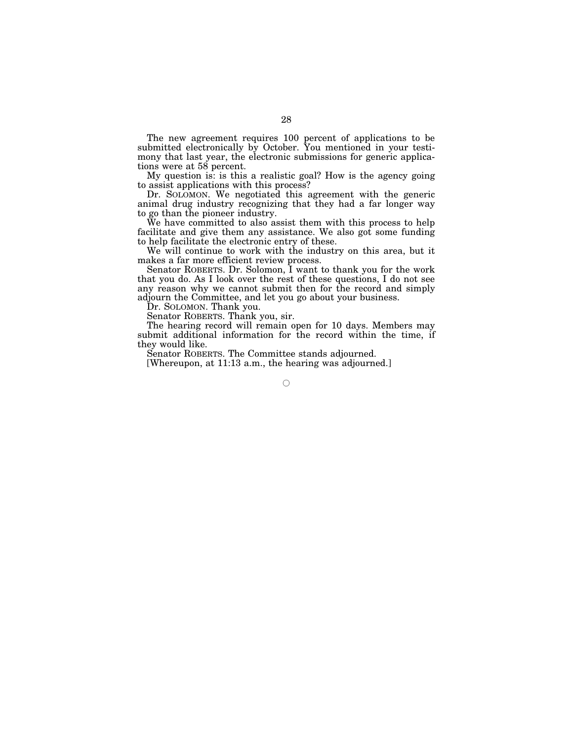The new agreement requires 100 percent of applications to be submitted electronically by October. You mentioned in your testimony that last year, the electronic submissions for generic applications were at 58 percent.

My question is: is this a realistic goal? How is the agency going to assist applications with this process?

Dr. SOLOMON. We negotiated this agreement with the generic animal drug industry recognizing that they had a far longer way to go than the pioneer industry.

We have committed to also assist them with this process to help facilitate and give them any assistance. We also got some funding to help facilitate the electronic entry of these.

We will continue to work with the industry on this area, but it makes a far more efficient review process.

Senator ROBERTS. Dr. Solomon, I want to thank you for the work that you do. As I look over the rest of these questions, I do not see any reason why we cannot submit then for the record and simply adjourn the Committee, and let you go about your business.

Dr. SOLOMON. Thank you.

Senator ROBERTS. Thank you, sir.

The hearing record will remain open for 10 days. Members may submit additional information for the record within the time, if they would like.

Senator ROBERTS. The Committee stands adjourned.

[Whereupon, at 11:13 a.m., the hearing was adjourned.]

○